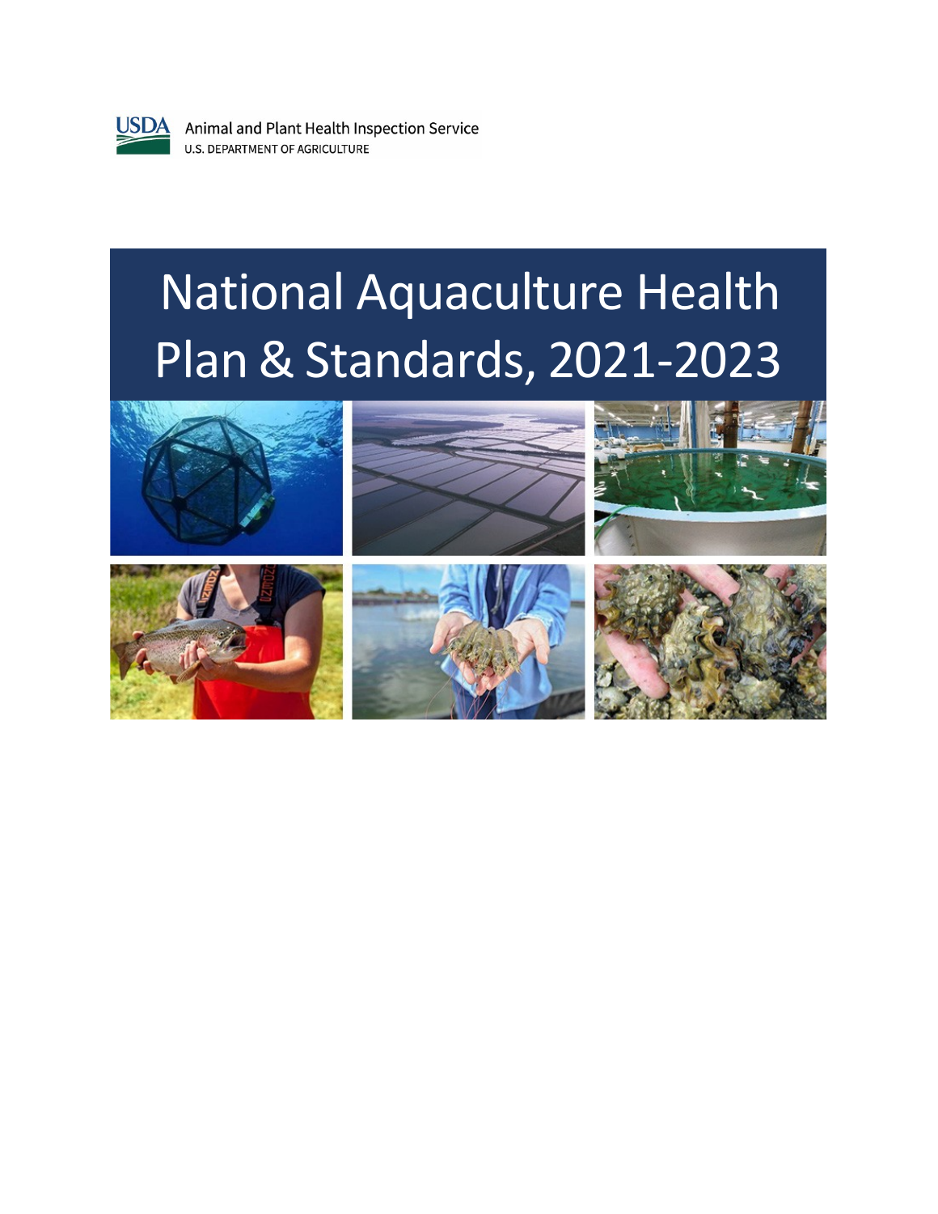USDA Animal and Plant Health Inspection Service
U.S. DEPARTMENT OF AGRICULTURE

# National Aquaculture Health Plan & Standards, 2021-2023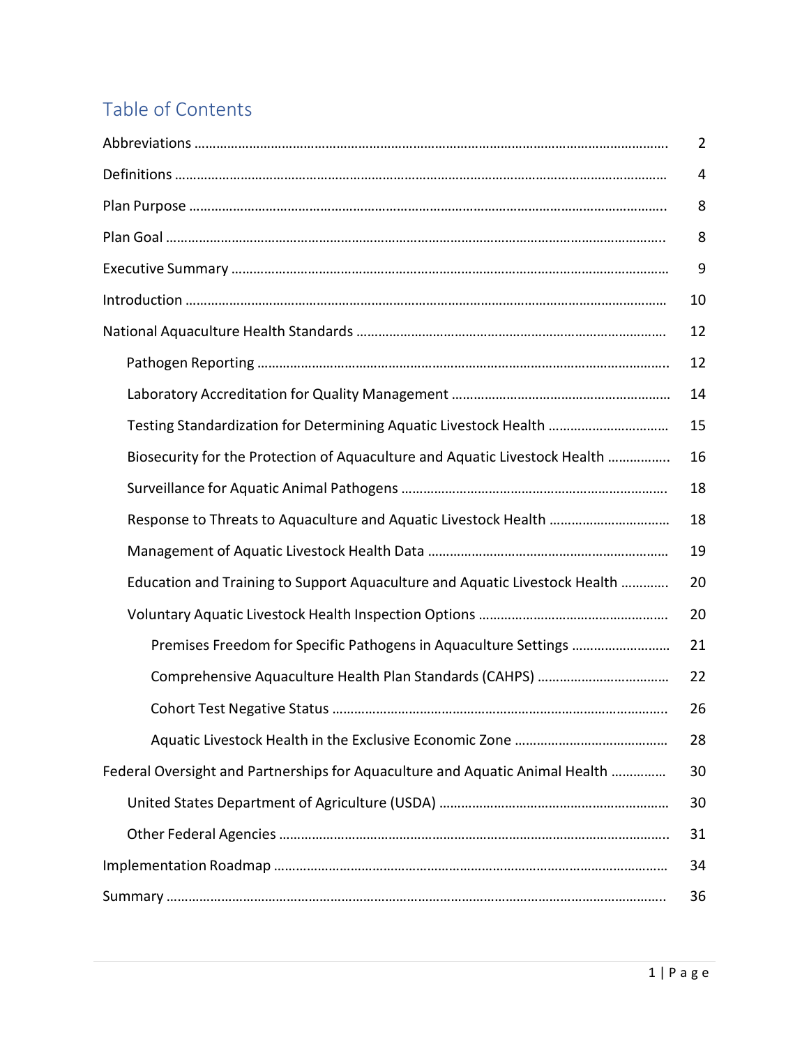# Table of Contents

| | |
|---|---|
| Abbreviations | 2 |
| Definitions | 4 |
| Plan Purpose | 8 |
| Plan Goal | 8 |
| Executive Summary | 9 |
| Introduction | 10 |
| National Aquaculture Health Standards | 12 |
| Pathogen Reporting | 12 |
| Laboratory Accreditation for Quality Management | 14 |
| Testing Standardization for Determining Aquatic Livestock Health | 15 |
| Biosecurity for the Protection of Aquaculture and Aquatic Livestock Health | 16 |
| Surveillance for Aquatic Animal Pathogens | 18 |
| Response to Threats to Aquaculture and Aquatic Livestock Health | 18 |
| Management of Aquatic Livestock Health Data | 19 |
| Education and Training to Support Aquaculture and Aquatic Livestock Health | 20 |
| Voluntary Aquatic Livestock Health Inspection Options | 20 |
| Premises Freedom for Specific Pathogens in Aquaculture Settings | 21 |
| Comprehensive Aquaculture Health Plan Standards (CAHPS) | 22 |
| Cohort Test Negative Status | 26 |
| Aquatic Livestock Health in the Exclusive Economic Zone | 28 |
| Federal Oversight and Partnerships for Aquaculture and Aquatic Animal Health | 30 |
| United States Department of Agriculture (USDA) | 30 |
| Other Federal Agencies | 31 |
| Implementation Roadmap | 34 |
| Summary | 36 |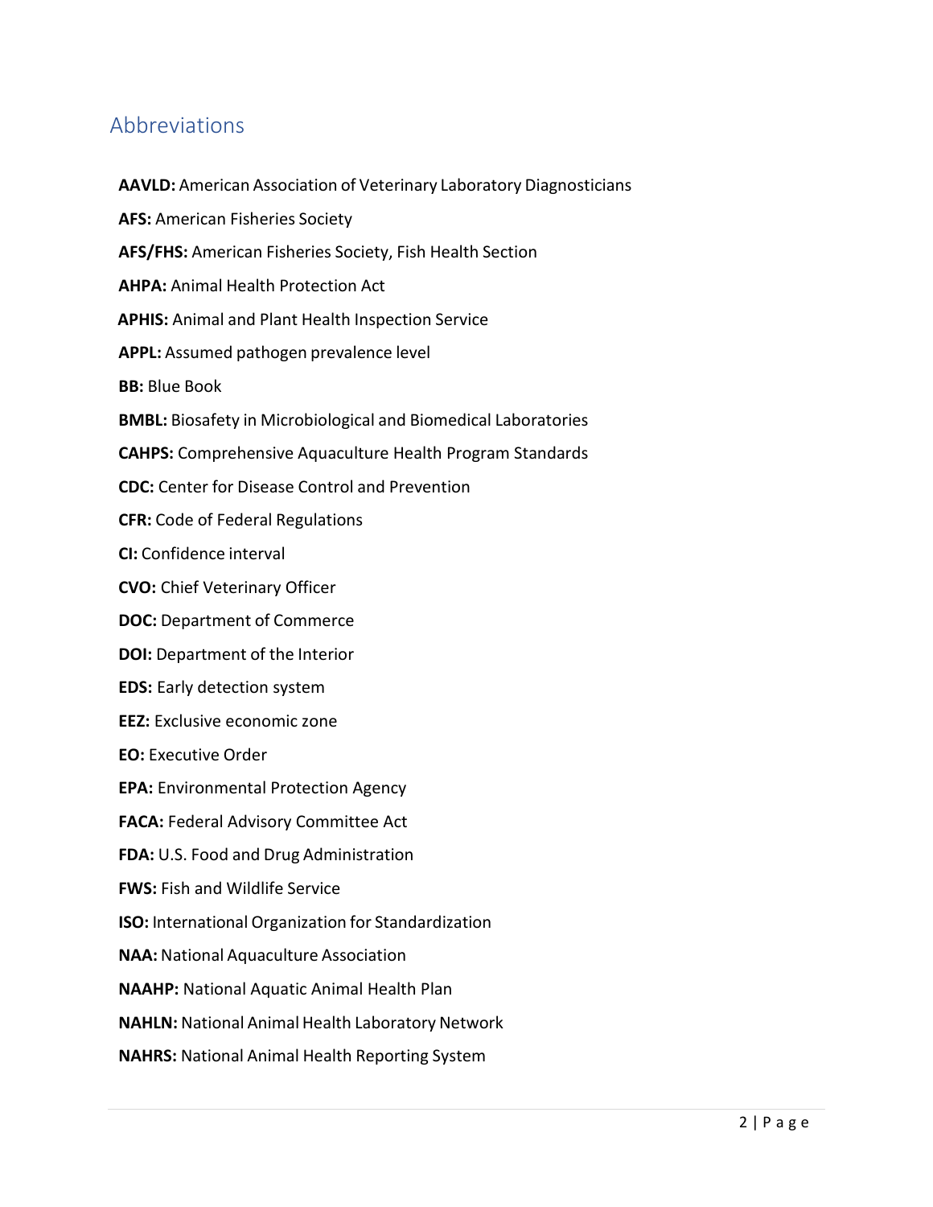## Abbreviations

**AAVLD:** American Association of Veterinary Laboratory Diagnosticians

**AFS:** American Fisheries Society

**AFS/FHS:** American Fisheries Society, Fish Health Section

**AHPA:** Animal Health Protection Act

**APHIS:** Animal and Plant Health Inspection Service

**APPL:** Assumed pathogen prevalence level

**BB:** Blue Book

**BMBL:** Biosafety in Microbiological and Biomedical Laboratories

**CAHPS:** Comprehensive Aquaculture Health Program Standards

**CDC:** Center for Disease Control and Prevention

**CFR:** Code of Federal Regulations

**CI:** Confidence interval

**CVO:** Chief Veterinary Officer

**DOC:** Department of Commerce

**DOI:** Department of the Interior

**EDS:** Early detection system

**EEZ:** Exclusive economic zone

**EO:** Executive Order

**EPA:** Environmental Protection Agency

**FACA:** Federal Advisory Committee Act

**FDA:** U.S. Food and Drug Administration

**FWS:** Fish and Wildlife Service

**ISO:** International Organization for Standardization

**NAA:** National Aquaculture Association

**NAAHP:** National Aquatic Animal Health Plan

**NAHLN:** National Animal Health Laboratory Network

**NAHRS:** National Animal Health Reporting System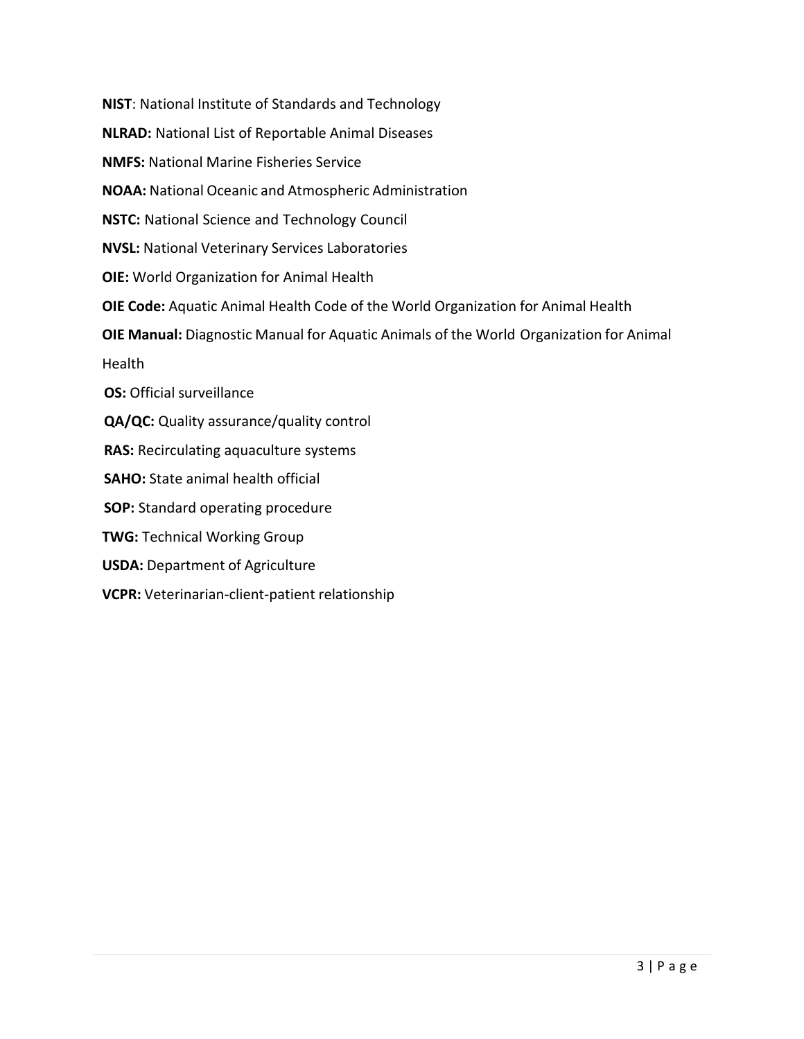**NIST**: National Institute of Standards and Technology

**NLRAD:** National List of Reportable Animal Diseases

**NMFS:** National Marine Fisheries Service

**NOAA:** National Oceanic and Atmospheric Administration

**NSTC:** National Science and Technology Council

**NVSL:** National Veterinary Services Laboratories

**OIE:** World Organization for Animal Health

**OIE Code:** Aquatic Animal Health Code of the World Organization for Animal Health

**OIE Manual:** Diagnostic Manual for Aquatic Animals of the World Organization for Animal Health

**OS:** Official surveillance

**QA/QC:** Quality assurance/quality control

**RAS:** Recirculating aquaculture systems

**SAHO:** State animal health official

**SOP:** Standard operating procedure

**TWG:** Technical Working Group

**USDA:** Department of Agriculture

**VCPR:** Veterinarian-client-patient relationship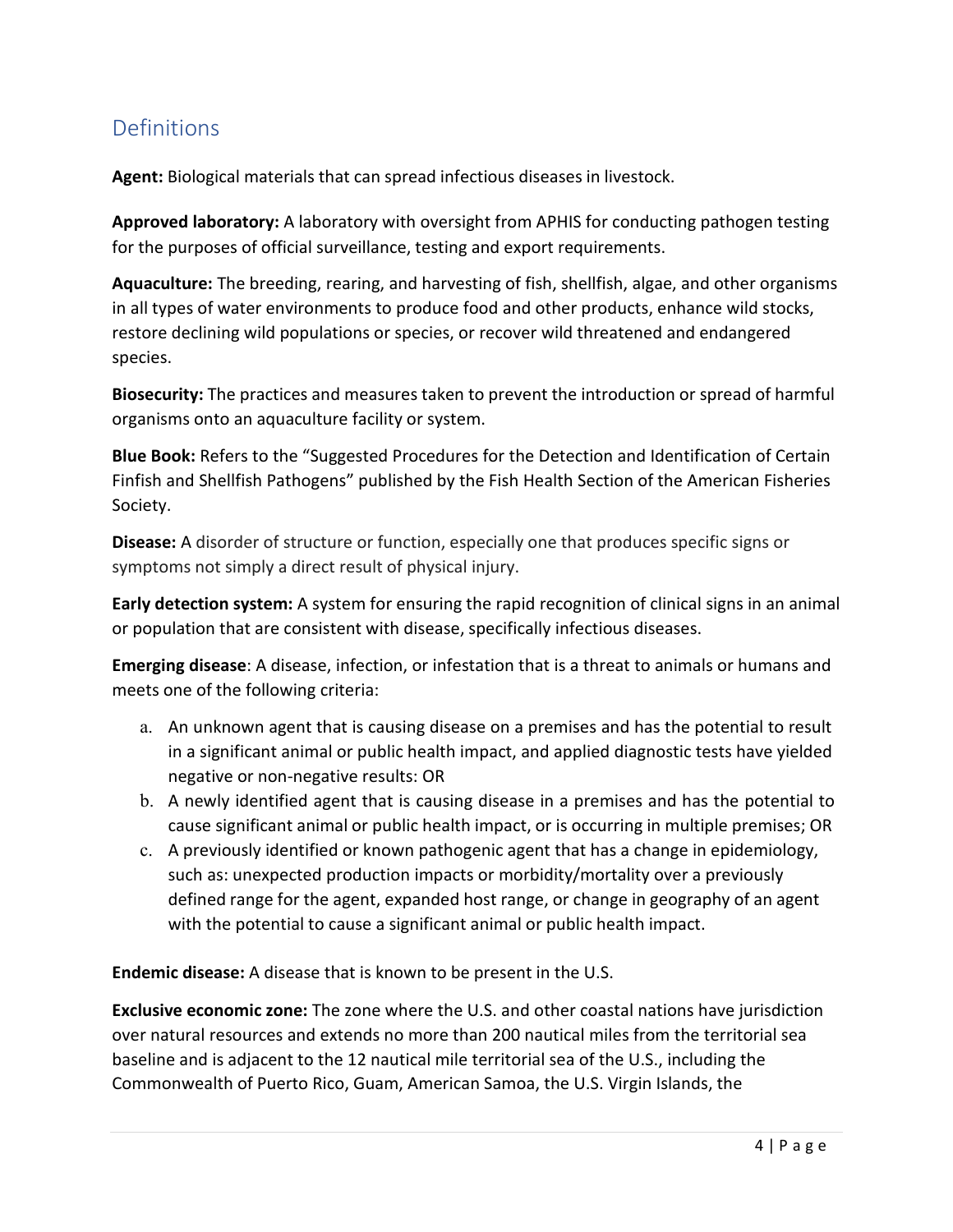## Definitions

**Agent:** Biological materials that can spread infectious diseases in livestock.

**Approved laboratory:** A laboratory with oversight from APHIS for conducting pathogen testing for the purposes of official surveillance, testing and export requirements.

**Aquaculture:** The breeding, rearing, and harvesting of fish, shellfish, algae, and other organisms in all types of water environments to produce food and other products, enhance wild stocks, restore declining wild populations or species, or recover wild threatened and endangered species.

**Biosecurity:** The practices and measures taken to prevent the introduction or spread of harmful organisms onto an aquaculture facility or system.

**Blue Book:** Refers to the "Suggested Procedures for the Detection and Identification of Certain Finfish and Shellfish Pathogens" published by the Fish Health Section of the American Fisheries Society.

**Disease:** A disorder of structure or function, especially one that produces specific signs or symptoms not simply a direct result of physical injury.

**Early detection system:** A system for ensuring the rapid recognition of clinical signs in an animal or population that are consistent with disease, specifically infectious diseases.

**Emerging disease**: A disease, infection, or infestation that is a threat to animals or humans and meets one of the following criteria:

a. An unknown agent that is causing disease on a premises and has the potential to result in a significant animal or public health impact, and applied diagnostic tests have yielded negative or non-negative results: OR
b. A newly identified agent that is causing disease in a premises and has the potential to cause significant animal or public health impact, or is occurring in multiple premises; OR
c. A previously identified or known pathogenic agent that has a change in epidemiology, such as: unexpected production impacts or morbidity/mortality over a previously defined range for the agent, expanded host range, or change in geography of an agent with the potential to cause a significant animal or public health impact.

**Endemic disease:** A disease that is known to be present in the U.S.

**Exclusive economic zone:** The zone where the U.S. and other coastal nations have jurisdiction over natural resources and extends no more than 200 nautical miles from the territorial sea baseline and is adjacent to the 12 nautical mile territorial sea of the U.S., including the Commonwealth of Puerto Rico, Guam, American Samoa, the U.S. Virgin Islands, the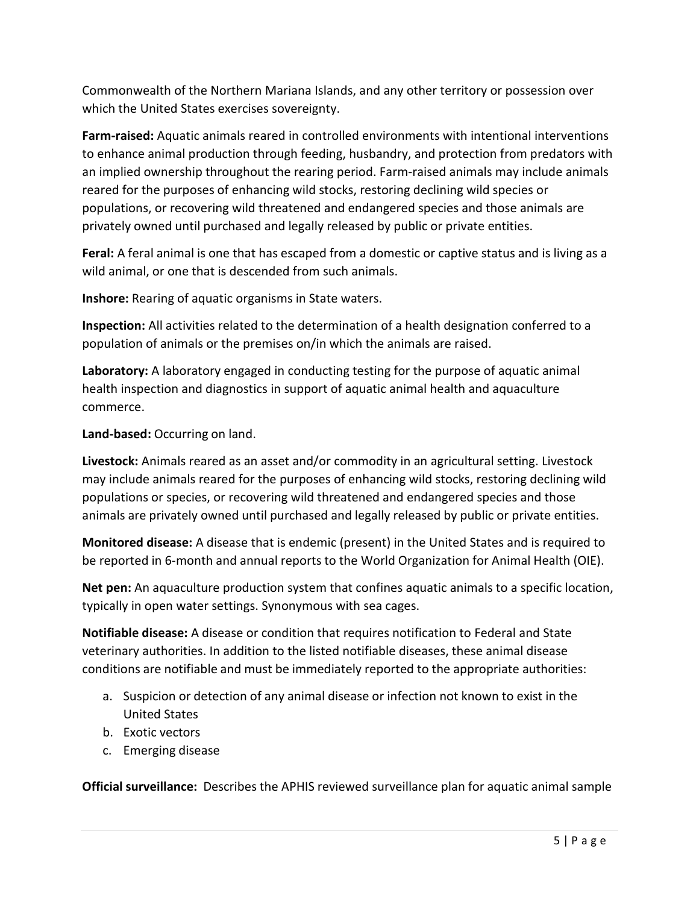Commonwealth of the Northern Mariana Islands, and any other territory or possession over which the United States exercises sovereignty.

**Farm-raised:** Aquatic animals reared in controlled environments with intentional interventions to enhance animal production through feeding, husbandry, and protection from predators with an implied ownership throughout the rearing period. Farm-raised animals may include animals reared for the purposes of enhancing wild stocks, restoring declining wild species or populations, or recovering wild threatened and endangered species and those animals are privately owned until purchased and legally released by public or private entities.

**Feral:** A feral animal is one that has escaped from a domestic or captive status and is living as a wild animal, or one that is descended from such animals.

**Inshore:** Rearing of aquatic organisms in State waters.

**Inspection:** All activities related to the determination of a health designation conferred to a population of animals or the premises on/in which the animals are raised.

**Laboratory:** A laboratory engaged in conducting testing for the purpose of aquatic animal health inspection and diagnostics in support of aquatic animal health and aquaculture commerce.

**Land-based:** Occurring on land.

**Livestock:** Animals reared as an asset and/or commodity in an agricultural setting. Livestock may include animals reared for the purposes of enhancing wild stocks, restoring declining wild populations or species, or recovering wild threatened and endangered species and those animals are privately owned until purchased and legally released by public or private entities.

**Monitored disease:** A disease that is endemic (present) in the United States and is required to be reported in 6-month and annual reports to the World Organization for Animal Health (OIE).

**Net pen:** An aquaculture production system that confines aquatic animals to a specific location, typically in open water settings. Synonymous with sea cages.

**Notifiable disease:** A disease or condition that requires notification to Federal and State veterinary authorities. In addition to the listed notifiable diseases, these animal disease conditions are notifiable and must be immediately reported to the appropriate authorities:

a. Suspicion or detection of any animal disease or infection not known to exist in the United States
b. Exotic vectors
c. Emerging disease

**Official surveillance:** Describes the APHIS reviewed surveillance plan for aquatic animal sample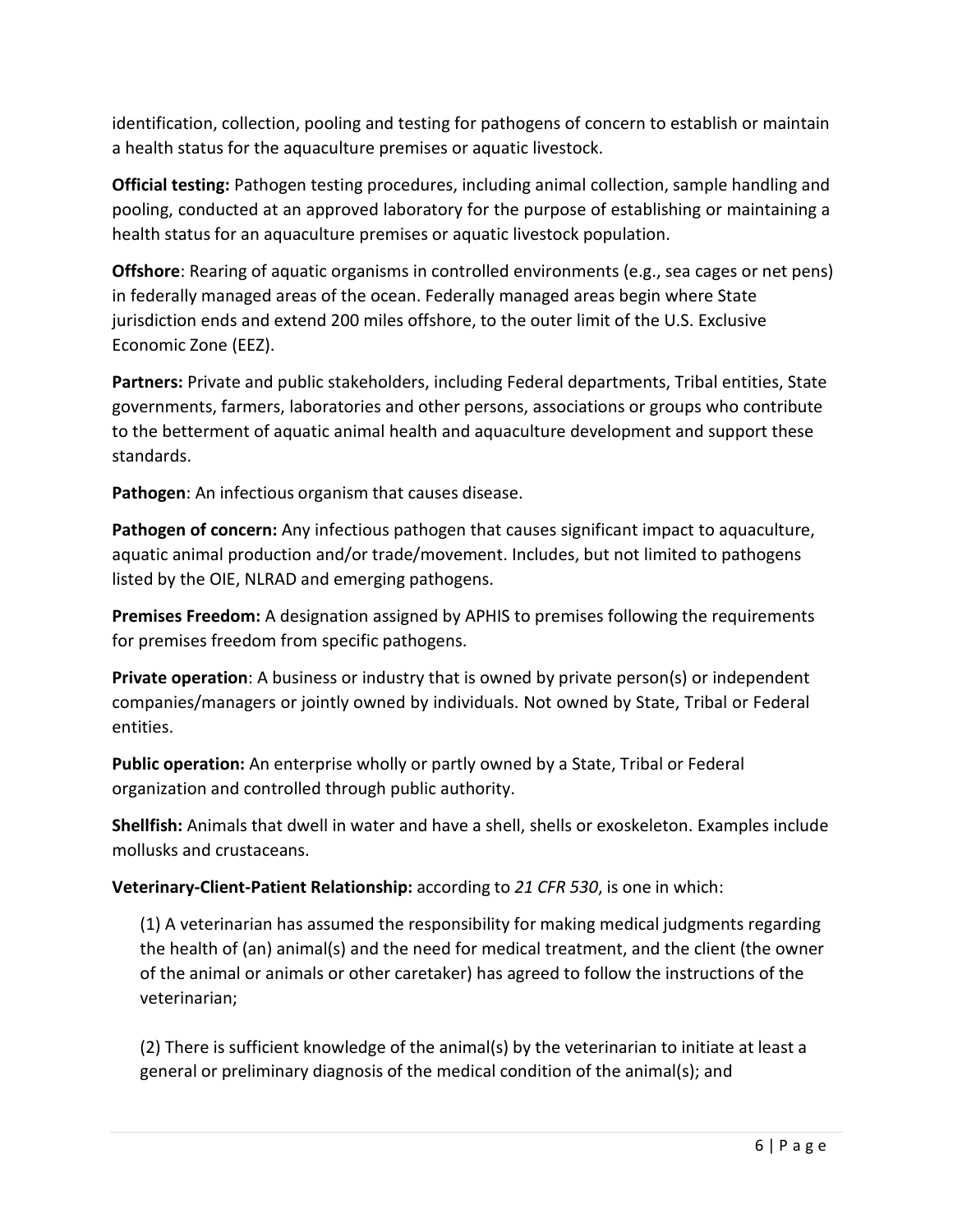identification, collection, pooling and testing for pathogens of concern to establish or maintain a health status for the aquaculture premises or aquatic livestock.

**Official testing:** Pathogen testing procedures, including animal collection, sample handling and pooling, conducted at an approved laboratory for the purpose of establishing or maintaining a health status for an aquaculture premises or aquatic livestock population.

**Offshore**: Rearing of aquatic organisms in controlled environments (e.g., sea cages or net pens) in federally managed areas of the ocean. Federally managed areas begin where State jurisdiction ends and extend 200 miles offshore, to the outer limit of the U.S. Exclusive Economic Zone (EEZ).

**Partners:** Private and public stakeholders, including Federal departments, Tribal entities, State governments, farmers, laboratories and other persons, associations or groups who contribute to the betterment of aquatic animal health and aquaculture development and support these standards.

**Pathogen**: An infectious organism that causes disease.

**Pathogen of concern:** Any infectious pathogen that causes significant impact to aquaculture, aquatic animal production and/or trade/movement. Includes, but not limited to pathogens listed by the OIE, NLRAD and emerging pathogens.

**Premises Freedom:** A designation assigned by APHIS to premises following the requirements for premises freedom from specific pathogens.

**Private operation**: A business or industry that is owned by private person(s) or independent companies/managers or jointly owned by individuals. Not owned by State, Tribal or Federal entities.

**Public operation:** An enterprise wholly or partly owned by a State, Tribal or Federal organization and controlled through public authority.

**Shellfish:** Animals that dwell in water and have a shell, shells or exoskeleton. Examples include mollusks and crustaceans.

**Veterinary-Client-Patient Relationship:** according to *21 CFR 530*, is one in which:

(1) A veterinarian has assumed the responsibility for making medical judgments regarding the health of (an) animal(s) and the need for medical treatment, and the client (the owner of the animal or animals or other caretaker) has agreed to follow the instructions of the veterinarian;

(2) There is sufficient knowledge of the animal(s) by the veterinarian to initiate at least a general or preliminary diagnosis of the medical condition of the animal(s); and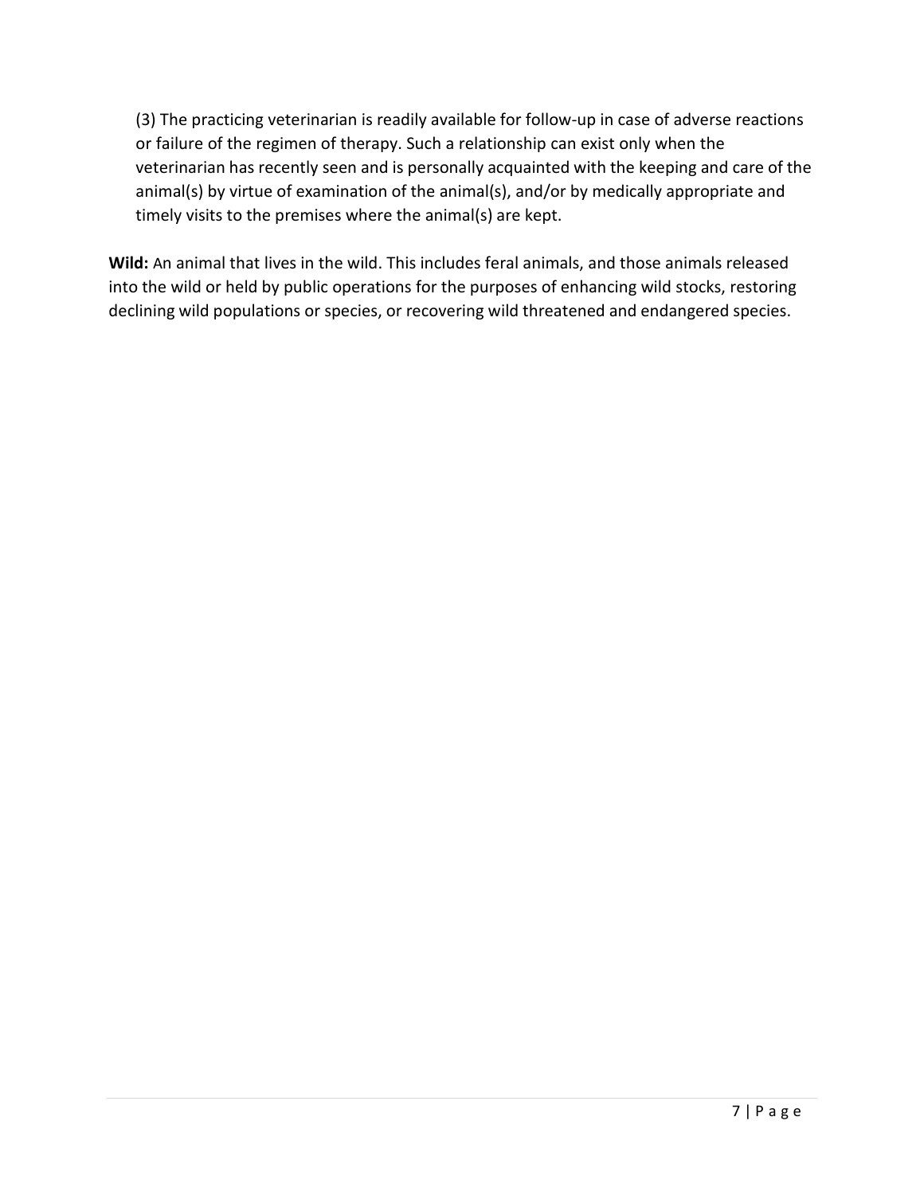(3) The practicing veterinarian is readily available for follow-up in case of adverse reactions or failure of the regimen of therapy. Such a relationship can exist only when the veterinarian has recently seen and is personally acquainted with the keeping and care of the animal(s) by virtue of examination of the animal(s), and/or by medically appropriate and timely visits to the premises where the animal(s) are kept.

**Wild:** An animal that lives in the wild. This includes feral animals, and those animals released into the wild or held by public operations for the purposes of enhancing wild stocks, restoring declining wild populations or species, or recovering wild threatened and endangered species.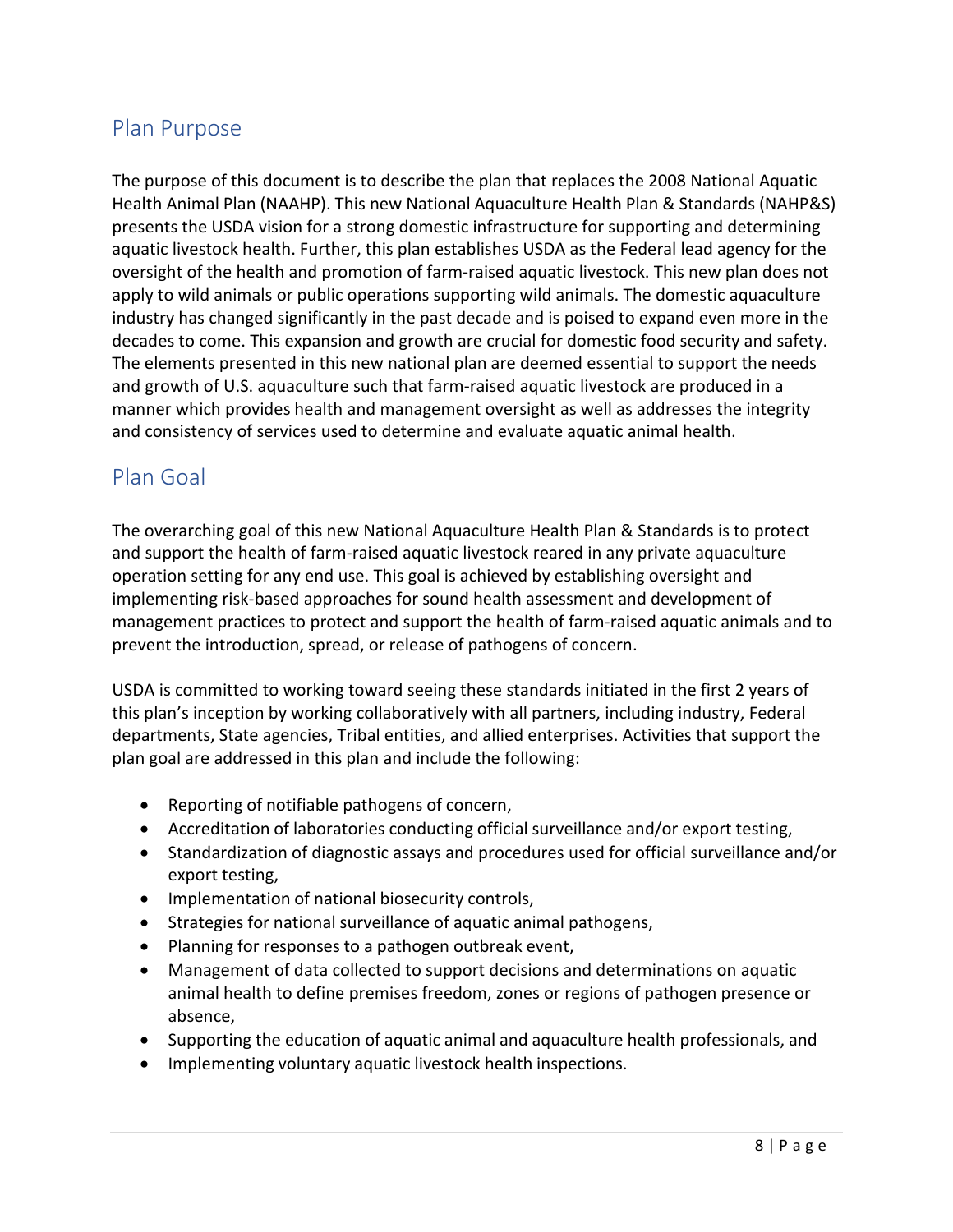## Plan Purpose

The purpose of this document is to describe the plan that replaces the 2008 National Aquatic Health Animal Plan (NAAHP). This new National Aquaculture Health Plan & Standards (NAHP&S) presents the USDA vision for a strong domestic infrastructure for supporting and determining aquatic livestock health. Further, this plan establishes USDA as the Federal lead agency for the oversight of the health and promotion of farm-raised aquatic livestock. This new plan does not apply to wild animals or public operations supporting wild animals. The domestic aquaculture industry has changed significantly in the past decade and is poised to expand even more in the decades to come. This expansion and growth are crucial for domestic food security and safety. The elements presented in this new national plan are deemed essential to support the needs and growth of U.S. aquaculture such that farm-raised aquatic livestock are produced in a manner which provides health and management oversight as well as addresses the integrity and consistency of services used to determine and evaluate aquatic animal health.

## Plan Goal

The overarching goal of this new National Aquaculture Health Plan & Standards is to protect and support the health of farm-raised aquatic livestock reared in any private aquaculture operation setting for any end use. This goal is achieved by establishing oversight and implementing risk-based approaches for sound health assessment and development of management practices to protect and support the health of farm-raised aquatic animals and to prevent the introduction, spread, or release of pathogens of concern.

USDA is committed to working toward seeing these standards initiated in the first 2 years of this plan's inception by working collaboratively with all partners, including industry, Federal departments, State agencies, Tribal entities, and allied enterprises. Activities that support the plan goal are addressed in this plan and include the following:

- Reporting of notifiable pathogens of concern,
- Accreditation of laboratories conducting official surveillance and/or export testing,
- Standardization of diagnostic assays and procedures used for official surveillance and/or export testing,
- Implementation of national biosecurity controls,
- Strategies for national surveillance of aquatic animal pathogens,
- Planning for responses to a pathogen outbreak event,
- Management of data collected to support decisions and determinations on aquatic animal health to define premises freedom, zones or regions of pathogen presence or absence,
- Supporting the education of aquatic animal and aquaculture health professionals, and
- Implementing voluntary aquatic livestock health inspections.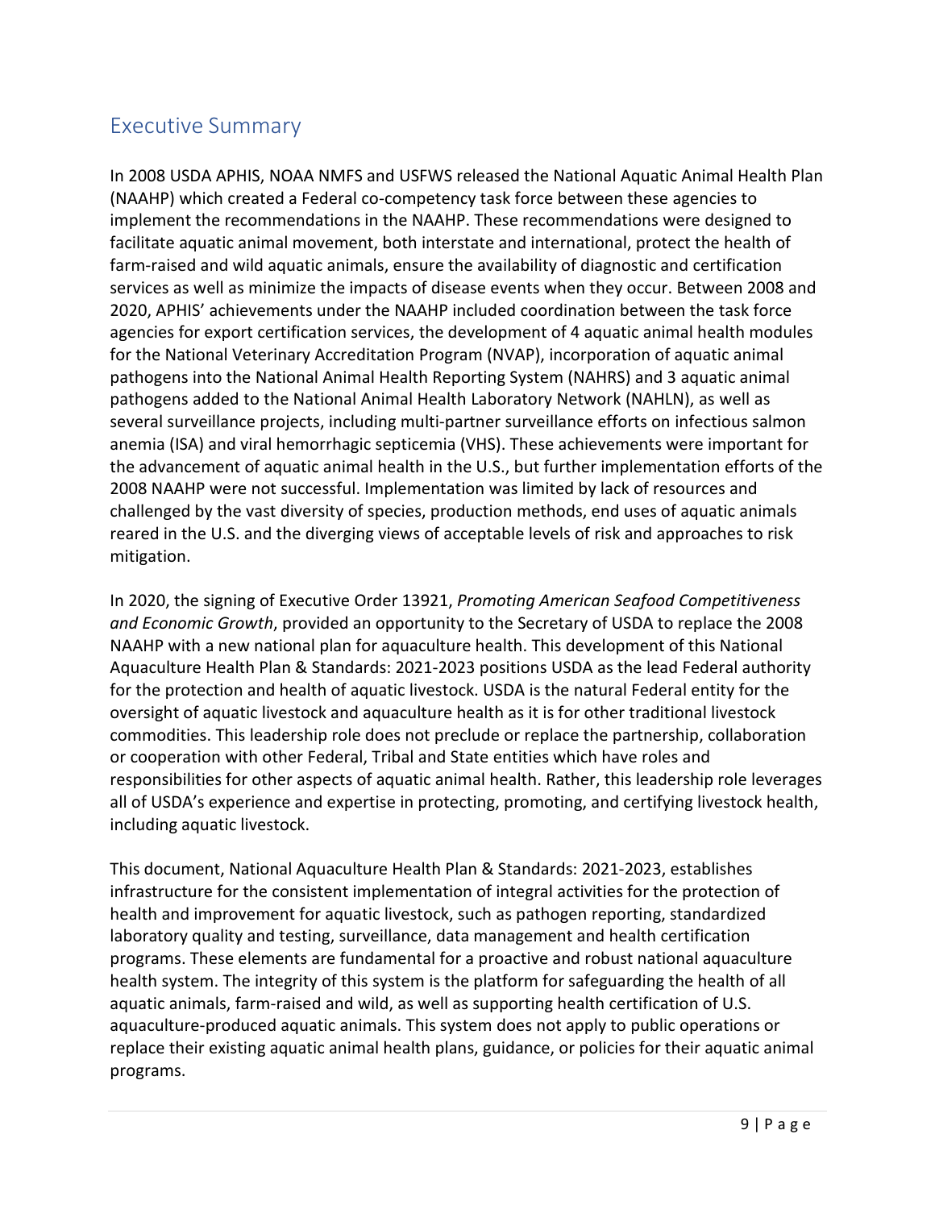## Executive Summary

In 2008 USDA APHIS, NOAA NMFS and USFWS released the National Aquatic Animal Health Plan (NAAHP) which created a Federal co-competency task force between these agencies to implement the recommendations in the NAAHP. These recommendations were designed to facilitate aquatic animal movement, both interstate and international, protect the health of farm-raised and wild aquatic animals, ensure the availability of diagnostic and certification services as well as minimize the impacts of disease events when they occur. Between 2008 and 2020, APHIS' achievements under the NAAHP included coordination between the task force agencies for export certification services, the development of 4 aquatic animal health modules for the National Veterinary Accreditation Program (NVAP), incorporation of aquatic animal pathogens into the National Animal Health Reporting System (NAHRS) and 3 aquatic animal pathogens added to the National Animal Health Laboratory Network (NAHLN), as well as several surveillance projects, including multi-partner surveillance efforts on infectious salmon anemia (ISA) and viral hemorrhagic septicemia (VHS). These achievements were important for the advancement of aquatic animal health in the U.S., but further implementation efforts of the 2008 NAAHP were not successful. Implementation was limited by lack of resources and challenged by the vast diversity of species, production methods, end uses of aquatic animals reared in the U.S. and the diverging views of acceptable levels of risk and approaches to risk mitigation.

In 2020, the signing of Executive Order 13921, *Promoting American Seafood Competitiveness and Economic Growth*, provided an opportunity to the Secretary of USDA to replace the 2008 NAAHP with a new national plan for aquaculture health. This development of this National Aquaculture Health Plan & Standards: 2021-2023 positions USDA as the lead Federal authority for the protection and health of aquatic livestock. USDA is the natural Federal entity for the oversight of aquatic livestock and aquaculture health as it is for other traditional livestock commodities. This leadership role does not preclude or replace the partnership, collaboration or cooperation with other Federal, Tribal and State entities which have roles and responsibilities for other aspects of aquatic animal health. Rather, this leadership role leverages all of USDA's experience and expertise in protecting, promoting, and certifying livestock health, including aquatic livestock.

This document, National Aquaculture Health Plan & Standards: 2021-2023, establishes infrastructure for the consistent implementation of integral activities for the protection of health and improvement for aquatic livestock, such as pathogen reporting, standardized laboratory quality and testing, surveillance, data management and health certification programs. These elements are fundamental for a proactive and robust national aquaculture health system. The integrity of this system is the platform for safeguarding the health of all aquatic animals, farm-raised and wild, as well as supporting health certification of U.S. aquaculture-produced aquatic animals. This system does not apply to public operations or replace their existing aquatic animal health plans, guidance, or policies for their aquatic animal programs.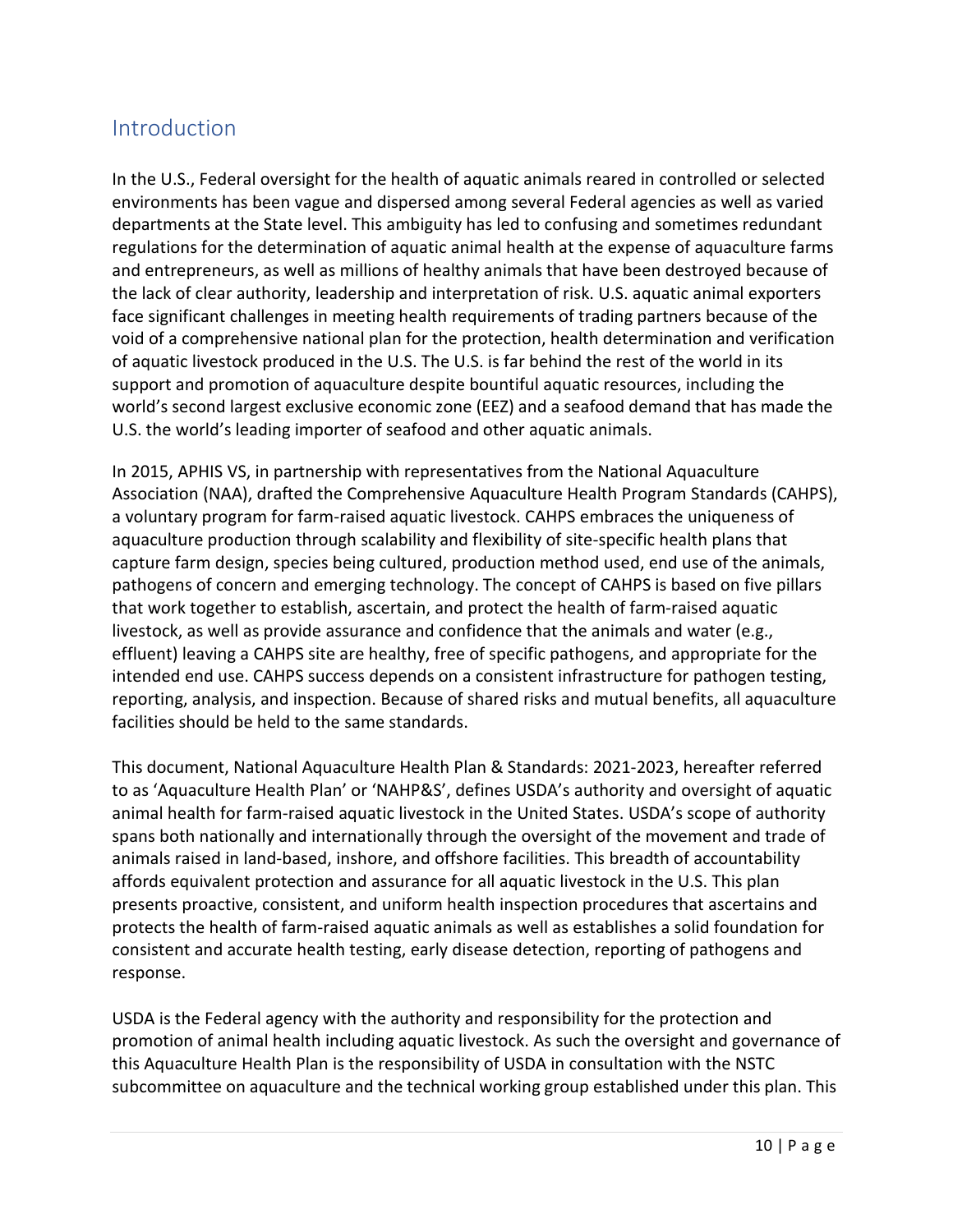## Introduction

In the U.S., Federal oversight for the health of aquatic animals reared in controlled or selected environments has been vague and dispersed among several Federal agencies as well as varied departments at the State level. This ambiguity has led to confusing and sometimes redundant regulations for the determination of aquatic animal health at the expense of aquaculture farms and entrepreneurs, as well as millions of healthy animals that have been destroyed because of the lack of clear authority, leadership and interpretation of risk. U.S. aquatic animal exporters face significant challenges in meeting health requirements of trading partners because of the void of a comprehensive national plan for the protection, health determination and verification of aquatic livestock produced in the U.S. The U.S. is far behind the rest of the world in its support and promotion of aquaculture despite bountiful aquatic resources, including the world's second largest exclusive economic zone (EEZ) and a seafood demand that has made the U.S. the world's leading importer of seafood and other aquatic animals.

In 2015, APHIS VS, in partnership with representatives from the National Aquaculture Association (NAA), drafted the Comprehensive Aquaculture Health Program Standards (CAHPS), a voluntary program for farm-raised aquatic livestock. CAHPS embraces the uniqueness of aquaculture production through scalability and flexibility of site-specific health plans that capture farm design, species being cultured, production method used, end use of the animals, pathogens of concern and emerging technology. The concept of CAHPS is based on five pillars that work together to establish, ascertain, and protect the health of farm-raised aquatic livestock, as well as provide assurance and confidence that the animals and water (e.g., effluent) leaving a CAHPS site are healthy, free of specific pathogens, and appropriate for the intended end use. CAHPS success depends on a consistent infrastructure for pathogen testing, reporting, analysis, and inspection. Because of shared risks and mutual benefits, all aquaculture facilities should be held to the same standards.

This document, National Aquaculture Health Plan & Standards: 2021-2023, hereafter referred to as 'Aquaculture Health Plan' or 'NAHP&S', defines USDA's authority and oversight of aquatic animal health for farm-raised aquatic livestock in the United States. USDA's scope of authority spans both nationally and internationally through the oversight of the movement and trade of animals raised in land-based, inshore, and offshore facilities. This breadth of accountability affords equivalent protection and assurance for all aquatic livestock in the U.S. This plan presents proactive, consistent, and uniform health inspection procedures that ascertains and protects the health of farm-raised aquatic animals as well as establishes a solid foundation for consistent and accurate health testing, early disease detection, reporting of pathogens and response.

USDA is the Federal agency with the authority and responsibility for the protection and promotion of animal health including aquatic livestock. As such the oversight and governance of this Aquaculture Health Plan is the responsibility of USDA in consultation with the NSTC subcommittee on aquaculture and the technical working group established under this plan. This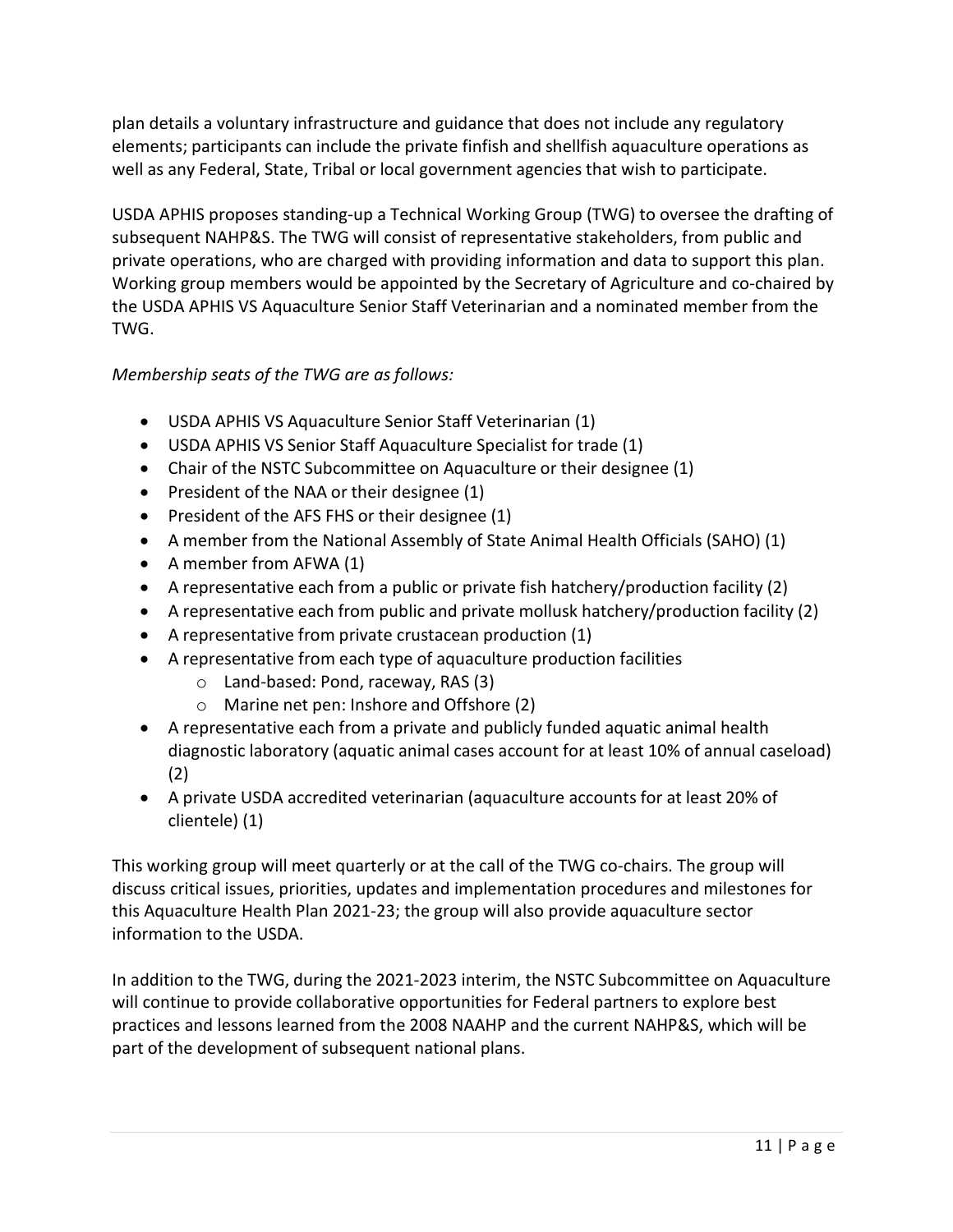plan details a voluntary infrastructure and guidance that does not include any regulatory elements; participants can include the private finfish and shellfish aquaculture operations as well as any Federal, State, Tribal or local government agencies that wish to participate.

USDA APHIS proposes standing-up a Technical Working Group (TWG) to oversee the drafting of subsequent NAHP&S. The TWG will consist of representative stakeholders, from public and private operations, who are charged with providing information and data to support this plan. Working group members would be appointed by the Secretary of Agriculture and co-chaired by the USDA APHIS VS Aquaculture Senior Staff Veterinarian and a nominated member from the TWG.

*Membership seats of the TWG are as follows:*

- USDA APHIS VS Aquaculture Senior Staff Veterinarian (1)
- USDA APHIS VS Senior Staff Aquaculture Specialist for trade (1)
- Chair of the NSTC Subcommittee on Aquaculture or their designee (1)
- President of the NAA or their designee (1)
- President of the AFS FHS or their designee (1)
- A member from the National Assembly of State Animal Health Officials (SAHO) (1)
- A member from AFWA (1)
- A representative each from a public or private fish hatchery/production facility (2)
- A representative each from public and private mollusk hatchery/production facility (2)
- A representative from private crustacean production (1)
- A representative from each type of aquaculture production facilities
  - Land-based: Pond, raceway, RAS (3)
  - Marine net pen: Inshore and Offshore (2)
- A representative each from a private and publicly funded aquatic animal health diagnostic laboratory (aquatic animal cases account for at least 10% of annual caseload) (2)
- A private USDA accredited veterinarian (aquaculture accounts for at least 20% of clientele) (1)

This working group will meet quarterly or at the call of the TWG co-chairs. The group will discuss critical issues, priorities, updates and implementation procedures and milestones for this Aquaculture Health Plan 2021-23; the group will also provide aquaculture sector information to the USDA.

In addition to the TWG, during the 2021-2023 interim, the NSTC Subcommittee on Aquaculture will continue to provide collaborative opportunities for Federal partners to explore best practices and lessons learned from the 2008 NAAHP and the current NAHP&S, which will be part of the development of subsequent national plans.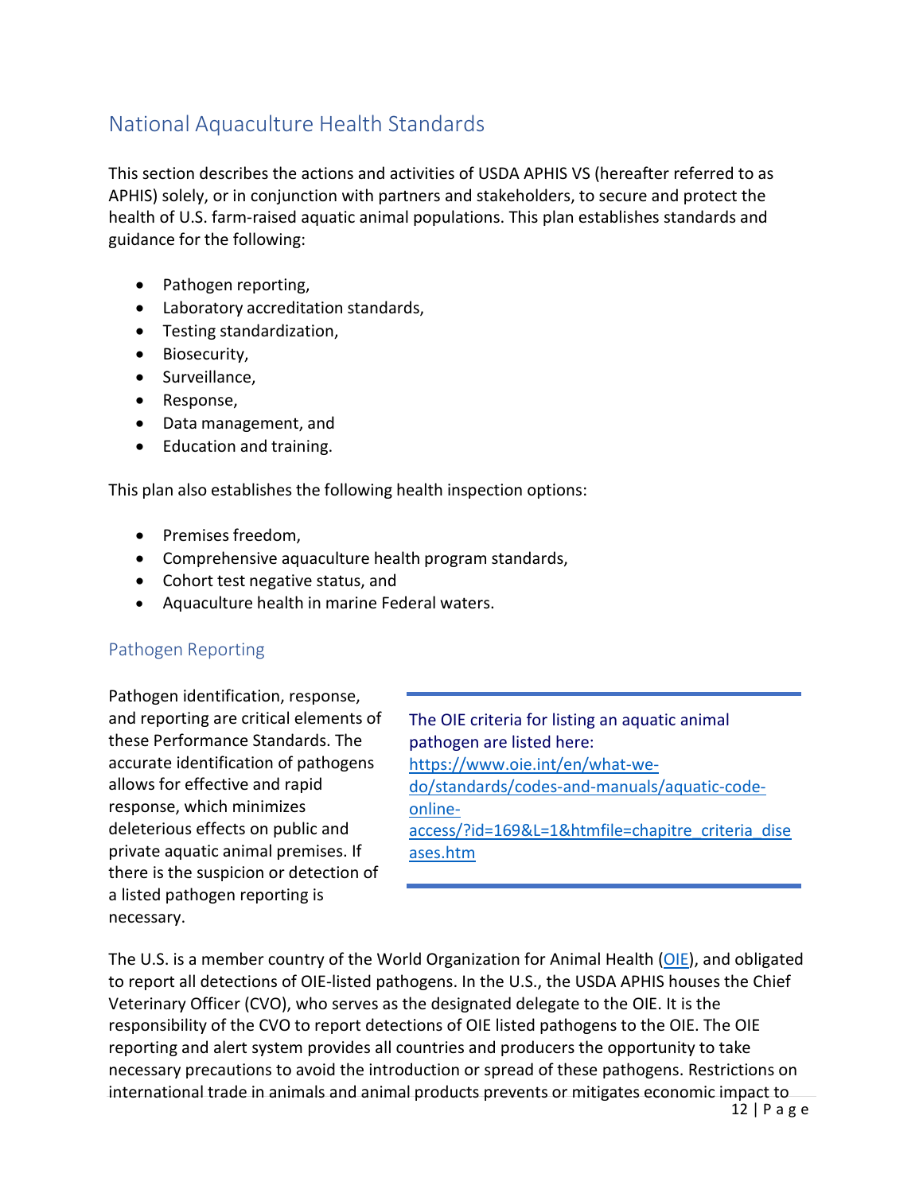## National Aquaculture Health Standards

This section describes the actions and activities of USDA APHIS VS (hereafter referred to as APHIS) solely, or in conjunction with partners and stakeholders, to secure and protect the health of U.S. farm-raised aquatic animal populations. This plan establishes standards and guidance for the following:

- Pathogen reporting,
- Laboratory accreditation standards,
- Testing standardization,
- Biosecurity,
- Surveillance,
- Response,
- Data management, and
- Education and training.

This plan also establishes the following health inspection options:

- Premises freedom,
- Comprehensive aquaculture health program standards,
- Cohort test negative status, and
- Aquaculture health in marine Federal waters.

### Pathogen Reporting

Pathogen identification, response, and reporting are critical elements of these Performance Standards. The accurate identification of pathogens allows for effective and rapid response, which minimizes deleterious effects on public and private aquatic animal premises. If there is the suspicion or detection of a listed pathogen reporting is necessary.

> The OIE criteria for listing an aquatic animal pathogen are listed here: https://www.oie.int/en/what-we-do/standards/codes-and-manuals/aquatic-code-online-access/?id=169&L=1&htmfile=chapitre_criteria_diseases.htm

The U.S. is a member country of the World Organization for Animal Health (OIE), and obligated to report all detections of OIE-listed pathogens. In the U.S., the USDA APHIS houses the Chief Veterinary Officer (CVO), who serves as the designated delegate to the OIE. It is the responsibility of the CVO to report detections of OIE listed pathogens to the OIE. The OIE reporting and alert system provides all countries and producers the opportunity to take necessary precautions to avoid the introduction or spread of these pathogens. Restrictions on international trade in animals and animal products prevents or mitigates economic impact to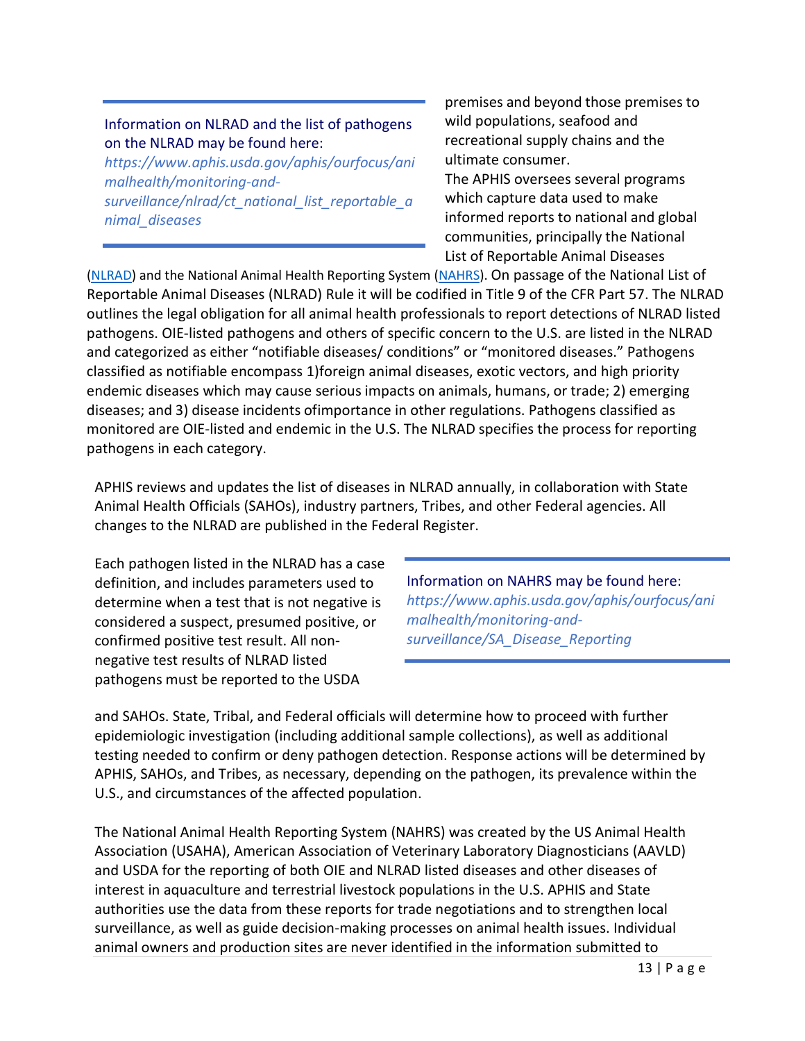> Information on NLRAD and the list of pathogens on the NLRAD may be found here:
> *https://www.aphis.usda.gov/aphis/ourfocus/animalhealth/monitoring-and-surveillance/nlrad/ct_national_list_reportable_animal_diseases*

premises and beyond those premises to wild populations, seafood and recreational supply chains and the ultimate consumer.

The APHIS oversees several programs which capture data used to make informed reports to national and global communities, principally the National List of Reportable Animal Diseases (NLRAD) and the National Animal Health Reporting System (NAHRS). On passage of the National List of Reportable Animal Diseases (NLRAD) Rule it will be codified in Title 9 of the CFR Part 57. The NLRAD outlines the legal obligation for all animal health professionals to report detections of NLRAD listed pathogens. OIE-listed pathogens and others of specific concern to the U.S. are listed in the NLRAD and categorized as either "notifiable diseases/ conditions" or "monitored diseases." Pathogens classified as notifiable encompass 1)foreign animal diseases, exotic vectors, and high priority endemic diseases which may cause serious impacts on animals, humans, or trade; 2) emerging diseases; and 3) disease incidents ofimportance in other regulations. Pathogens classified as monitored are OIE-listed and endemic in the U.S. The NLRAD specifies the process for reporting pathogens in each category.

APHIS reviews and updates the list of diseases in NLRAD annually, in collaboration with State Animal Health Officials (SAHOs), industry partners, Tribes, and other Federal agencies. All changes to the NLRAD are published in the Federal Register.

> Information on NAHRS may be found here:
> *https://www.aphis.usda.gov/aphis/ourfocus/animalhealth/monitoring-and-surveillance/SA_Disease_Reporting*

Each pathogen listed in the NLRAD has a case definition, and includes parameters used to determine when a test that is not negative is considered a suspect, presumed positive, or confirmed positive test result. All non-negative test results of NLRAD listed pathogens must be reported to the USDA and SAHOs. State, Tribal, and Federal officials will determine how to proceed with further epidemiologic investigation (including additional sample collections), as well as additional testing needed to confirm or deny pathogen detection. Response actions will be determined by APHIS, SAHOs, and Tribes, as necessary, depending on the pathogen, its prevalence within the U.S., and circumstances of the affected population.

The National Animal Health Reporting System (NAHRS) was created by the US Animal Health Association (USAHA), American Association of Veterinary Laboratory Diagnosticians (AAVLD) and USDA for the reporting of both OIE and NLRAD listed diseases and other diseases of interest in aquaculture and terrestrial livestock populations in the U.S. APHIS and State authorities use the data from these reports for trade negotiations and to strengthen local surveillance, as well as guide decision-making processes on animal health issues. Individual animal owners and production sites are never identified in the information submitted to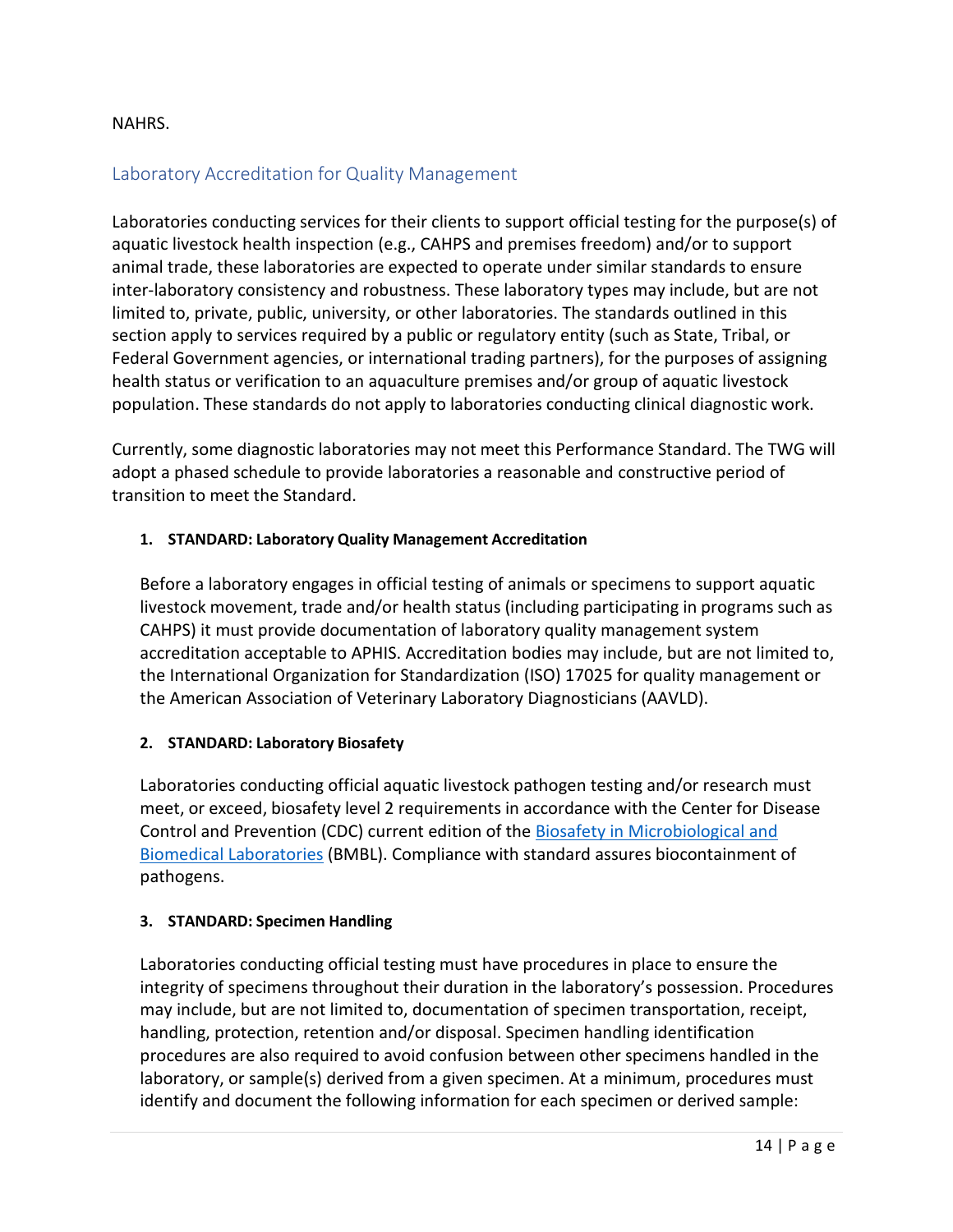NAHRS.

## Laboratory Accreditation for Quality Management

Laboratories conducting services for their clients to support official testing for the purpose(s) of aquatic livestock health inspection (e.g., CAHPS and premises freedom) and/or to support animal trade, these laboratories are expected to operate under similar standards to ensure inter-laboratory consistency and robustness. These laboratory types may include, but are not limited to, private, public, university, or other laboratories. The standards outlined in this section apply to services required by a public or regulatory entity (such as State, Tribal, or Federal Government agencies, or international trading partners), for the purposes of assigning health status or verification to an aquaculture premises and/or group of aquatic livestock population. These standards do not apply to laboratories conducting clinical diagnostic work.

Currently, some diagnostic laboratories may not meet this Performance Standard. The TWG will adopt a phased schedule to provide laboratories a reasonable and constructive period of transition to meet the Standard.

1. **STANDARD: Laboratory Quality Management Accreditation**

   Before a laboratory engages in official testing of animals or specimens to support aquatic livestock movement, trade and/or health status (including participating in programs such as CAHPS) it must provide documentation of laboratory quality management system accreditation acceptable to APHIS. Accreditation bodies may include, but are not limited to, the International Organization for Standardization (ISO) 17025 for quality management or the American Association of Veterinary Laboratory Diagnosticians (AAVLD).

2. **STANDARD: Laboratory Biosafety**

   Laboratories conducting official aquatic livestock pathogen testing and/or research must meet, or exceed, biosafety level 2 requirements in accordance with the Center for Disease Control and Prevention (CDC) current edition of the Biosafety in Microbiological and Biomedical Laboratories (BMBL). Compliance with standard assures biocontainment of pathogens.

3. **STANDARD: Specimen Handling**

   Laboratories conducting official testing must have procedures in place to ensure the integrity of specimens throughout their duration in the laboratory's possession. Procedures may include, but are not limited to, documentation of specimen transportation, receipt, handling, protection, retention and/or disposal. Specimen handling identification procedures are also required to avoid confusion between other specimens handled in the laboratory, or sample(s) derived from a given specimen. At a minimum, procedures must identify and document the following information for each specimen or derived sample: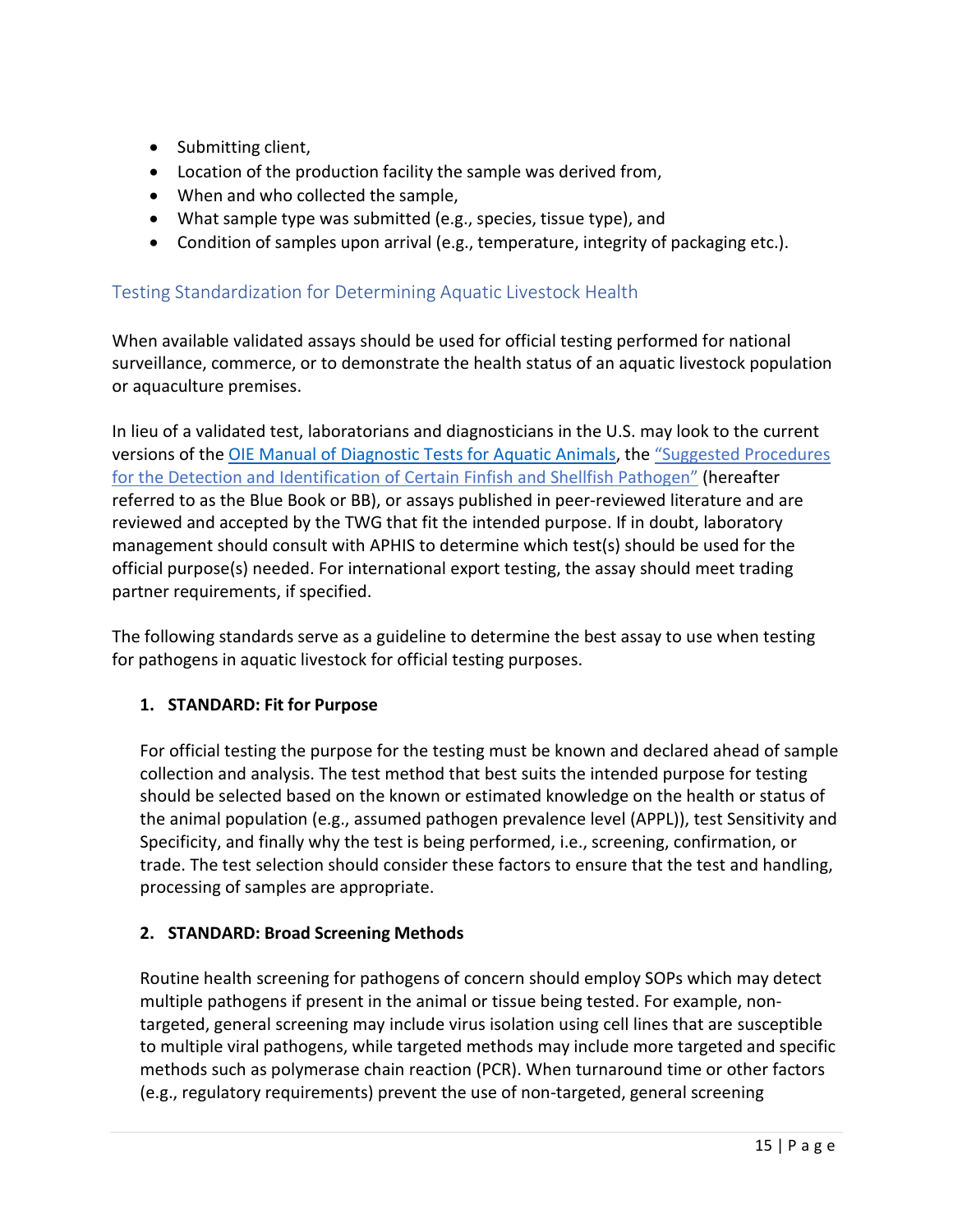- Submitting client,
- Location of the production facility the sample was derived from,
- When and who collected the sample,
- What sample type was submitted (e.g., species, tissue type), and
- Condition of samples upon arrival (e.g., temperature, integrity of packaging etc.).

## Testing Standardization for Determining Aquatic Livestock Health

When available validated assays should be used for official testing performed for national surveillance, commerce, or to demonstrate the health status of an aquatic livestock population or aquaculture premises.

In lieu of a validated test, laboratorians and diagnosticians in the U.S. may look to the current versions of the OIE Manual of Diagnostic Tests for Aquatic Animals, the "Suggested Procedures for the Detection and Identification of Certain Finfish and Shellfish Pathogen" (hereafter referred to as the Blue Book or BB), or assays published in peer-reviewed literature and are reviewed and accepted by the TWG that fit the intended purpose. If in doubt, laboratory management should consult with APHIS to determine which test(s) should be used for the official purpose(s) needed. For international export testing, the assay should meet trading partner requirements, if specified.

The following standards serve as a guideline to determine the best assay to use when testing for pathogens in aquatic livestock for official testing purposes.

1. **STANDARD: Fit for Purpose**

   For official testing the purpose for the testing must be known and declared ahead of sample collection and analysis. The test method that best suits the intended purpose for testing should be selected based on the known or estimated knowledge on the health or status of the animal population (e.g., assumed pathogen prevalence level (APPL)), test Sensitivity and Specificity, and finally why the test is being performed, i.e., screening, confirmation, or trade. The test selection should consider these factors to ensure that the test and handling, processing of samples are appropriate.

2. **STANDARD: Broad Screening Methods**

   Routine health screening for pathogens of concern should employ SOPs which may detect multiple pathogens if present in the animal or tissue being tested. For example, non-targeted, general screening may include virus isolation using cell lines that are susceptible to multiple viral pathogens, while targeted methods may include more targeted and specific methods such as polymerase chain reaction (PCR). When turnaround time or other factors (e.g., regulatory requirements) prevent the use of non-targeted, general screening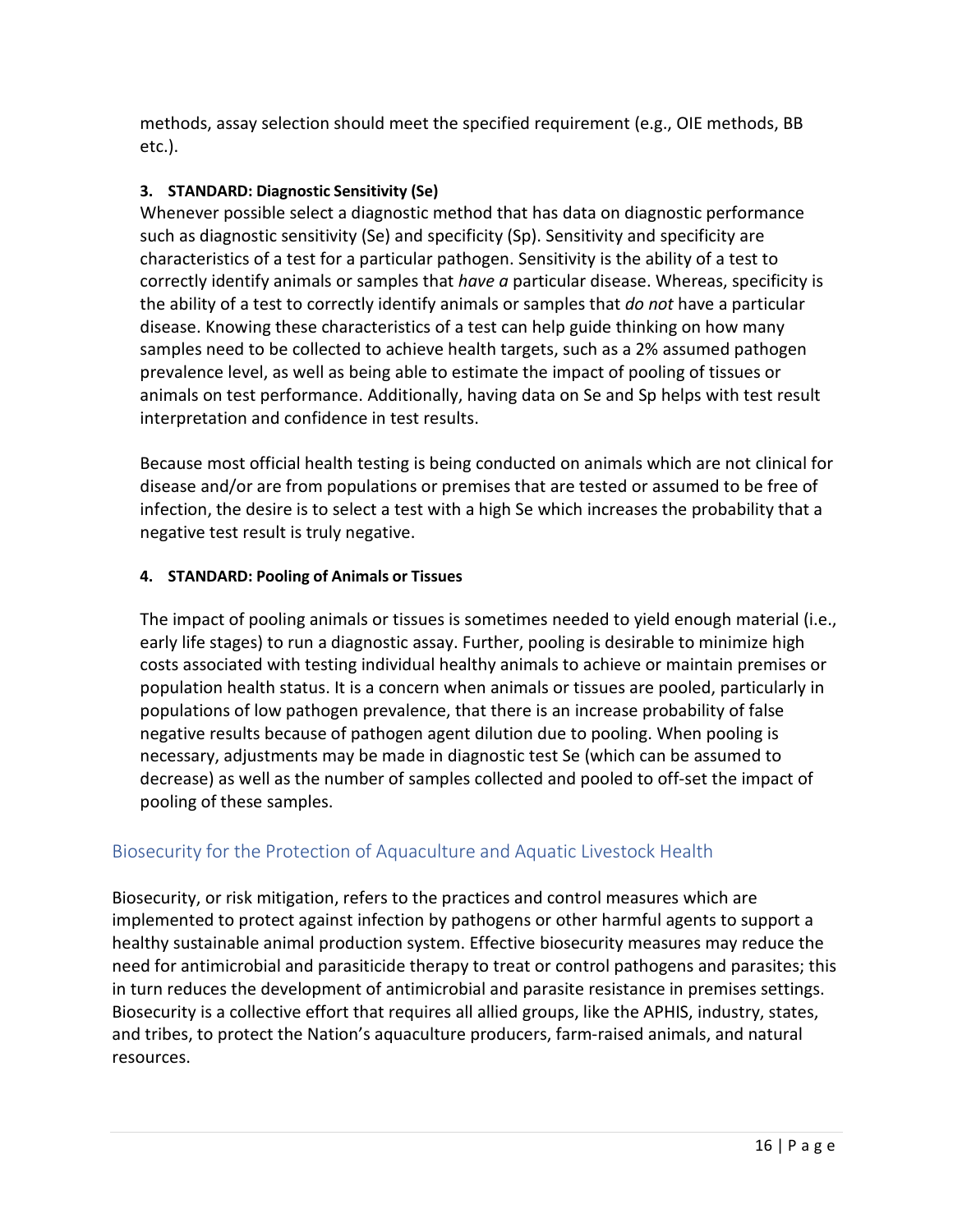methods, assay selection should meet the specified requirement (e.g., OIE methods, BB etc.).

**3. STANDARD: Diagnostic Sensitivity (Se)**

Whenever possible select a diagnostic method that has data on diagnostic performance such as diagnostic sensitivity (Se) and specificity (Sp). Sensitivity and specificity are characteristics of a test for a particular pathogen. Sensitivity is the ability of a test to correctly identify animals or samples that *have a* particular disease. Whereas, specificity is the ability of a test to correctly identify animals or samples that *do not* have a particular disease. Knowing these characteristics of a test can help guide thinking on how many samples need to be collected to achieve health targets, such as a 2% assumed pathogen prevalence level, as well as being able to estimate the impact of pooling of tissues or animals on test performance. Additionally, having data on Se and Sp helps with test result interpretation and confidence in test results.

Because most official health testing is being conducted on animals which are not clinical for disease and/or are from populations or premises that are tested or assumed to be free of infection, the desire is to select a test with a high Se which increases the probability that a negative test result is truly negative.

**4. STANDARD: Pooling of Animals or Tissues**

The impact of pooling animals or tissues is sometimes needed to yield enough material (i.e., early life stages) to run a diagnostic assay. Further, pooling is desirable to minimize high costs associated with testing individual healthy animals to achieve or maintain premises or population health status. It is a concern when animals or tissues are pooled, particularly in populations of low pathogen prevalence, that there is an increase probability of false negative results because of pathogen agent dilution due to pooling. When pooling is necessary, adjustments may be made in diagnostic test Se (which can be assumed to decrease) as well as the number of samples collected and pooled to off-set the impact of pooling of these samples.

## Biosecurity for the Protection of Aquaculture and Aquatic Livestock Health

Biosecurity, or risk mitigation, refers to the practices and control measures which are implemented to protect against infection by pathogens or other harmful agents to support a healthy sustainable animal production system. Effective biosecurity measures may reduce the need for antimicrobial and parasiticide therapy to treat or control pathogens and parasites; this in turn reduces the development of antimicrobial and parasite resistance in premises settings. Biosecurity is a collective effort that requires all allied groups, like the APHIS, industry, states, and tribes, to protect the Nation's aquaculture producers, farm-raised animals, and natural resources.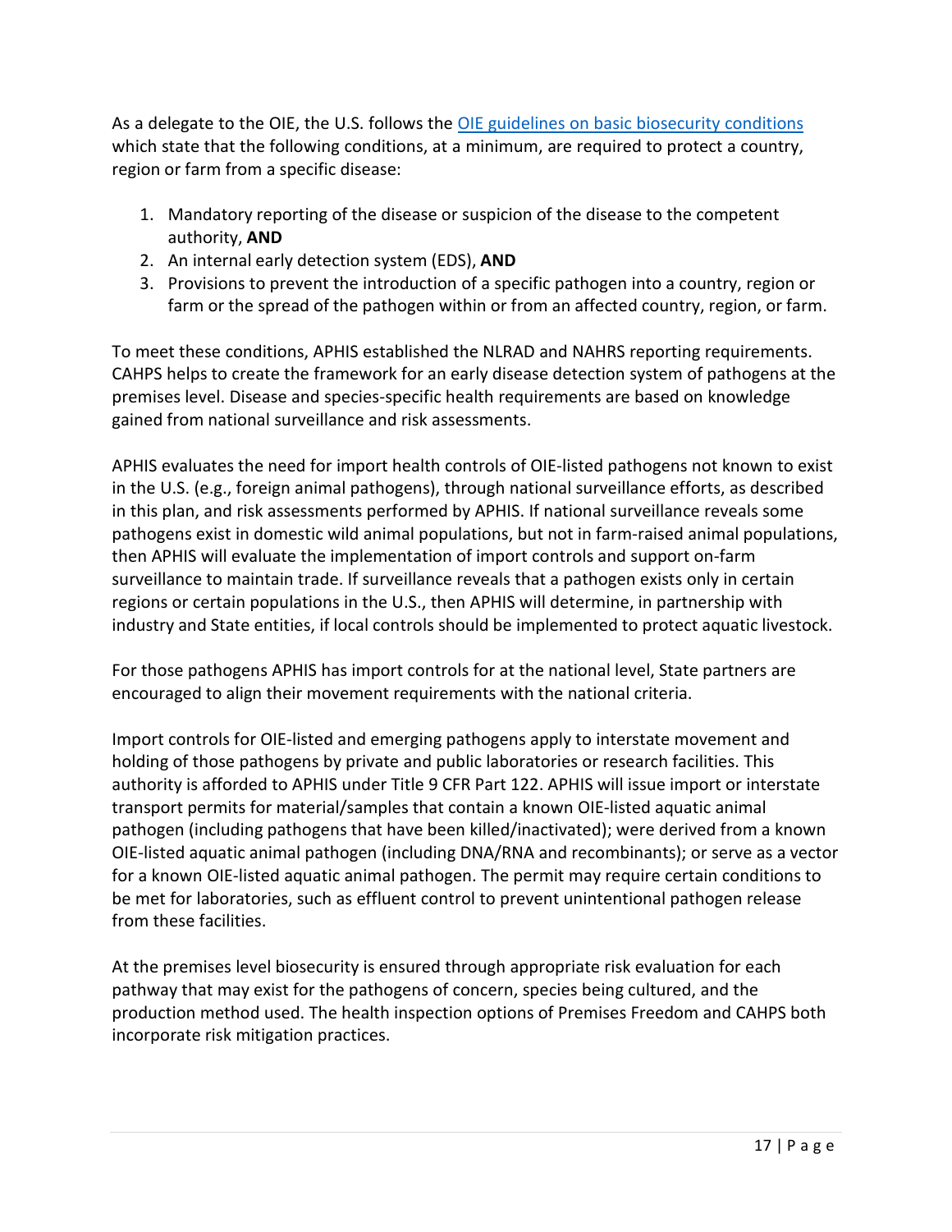As a delegate to the OIE, the U.S. follows the [OIE guidelines on basic biosecurity conditions](#) which state that the following conditions, at a minimum, are required to protect a country, region or farm from a specific disease:

1. Mandatory reporting of the disease or suspicion of the disease to the competent authority, **AND**
2. An internal early detection system (EDS), **AND**
3. Provisions to prevent the introduction of a specific pathogen into a country, region or farm or the spread of the pathogen within or from an affected country, region, or farm.

To meet these conditions, APHIS established the NLRAD and NAHRS reporting requirements. CAHPS helps to create the framework for an early disease detection system of pathogens at the premises level. Disease and species-specific health requirements are based on knowledge gained from national surveillance and risk assessments.

APHIS evaluates the need for import health controls of OIE-listed pathogens not known to exist in the U.S. (e.g., foreign animal pathogens), through national surveillance efforts, as described in this plan, and risk assessments performed by APHIS. If national surveillance reveals some pathogens exist in domestic wild animal populations, but not in farm-raised animal populations, then APHIS will evaluate the implementation of import controls and support on-farm surveillance to maintain trade. If surveillance reveals that a pathogen exists only in certain regions or certain populations in the U.S., then APHIS will determine, in partnership with industry and State entities, if local controls should be implemented to protect aquatic livestock.

For those pathogens APHIS has import controls for at the national level, State partners are encouraged to align their movement requirements with the national criteria.

Import controls for OIE-listed and emerging pathogens apply to interstate movement and holding of those pathogens by private and public laboratories or research facilities. This authority is afforded to APHIS under Title 9 CFR Part 122. APHIS will issue import or interstate transport permits for material/samples that contain a known OIE-listed aquatic animal pathogen (including pathogens that have been killed/inactivated); were derived from a known OIE-listed aquatic animal pathogen (including DNA/RNA and recombinants); or serve as a vector for a known OIE-listed aquatic animal pathogen. The permit may require certain conditions to be met for laboratories, such as effluent control to prevent unintentional pathogen release from these facilities.

At the premises level biosecurity is ensured through appropriate risk evaluation for each pathway that may exist for the pathogens of concern, species being cultured, and the production method used. The health inspection options of Premises Freedom and CAHPS both incorporate risk mitigation practices.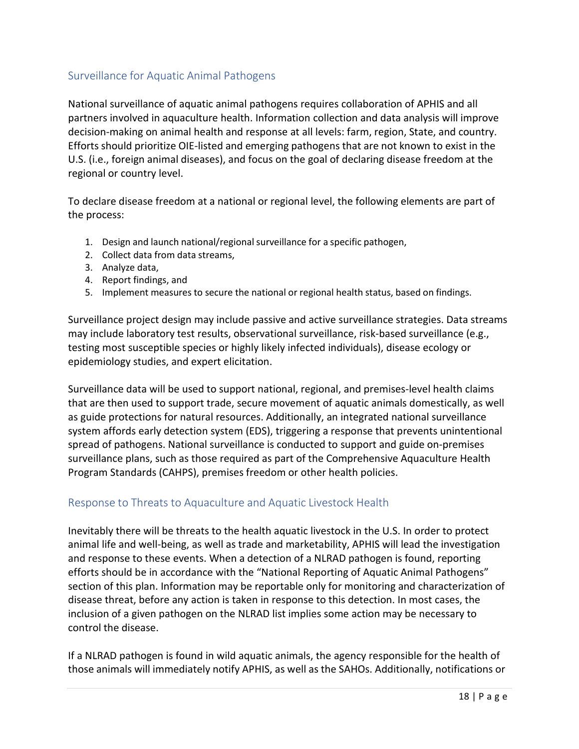## Surveillance for Aquatic Animal Pathogens

National surveillance of aquatic animal pathogens requires collaboration of APHIS and all partners involved in aquaculture health. Information collection and data analysis will improve decision-making on animal health and response at all levels: farm, region, State, and country. Efforts should prioritize OIE-listed and emerging pathogens that are not known to exist in the U.S. (i.e., foreign animal diseases), and focus on the goal of declaring disease freedom at the regional or country level.

To declare disease freedom at a national or regional level, the following elements are part of the process:

1. Design and launch national/regional surveillance for a specific pathogen,
2. Collect data from data streams,
3. Analyze data,
4. Report findings, and
5. Implement measures to secure the national or regional health status, based on findings.

Surveillance project design may include passive and active surveillance strategies. Data streams may include laboratory test results, observational surveillance, risk-based surveillance (e.g., testing most susceptible species or highly likely infected individuals), disease ecology or epidemiology studies, and expert elicitation.

Surveillance data will be used to support national, regional, and premises-level health claims that are then used to support trade, secure movement of aquatic animals domestically, as well as guide protections for natural resources. Additionally, an integrated national surveillance system affords early detection system (EDS), triggering a response that prevents unintentional spread of pathogens. National surveillance is conducted to support and guide on-premises surveillance plans, such as those required as part of the Comprehensive Aquaculture Health Program Standards (CAHPS), premises freedom or other health policies.

## Response to Threats to Aquaculture and Aquatic Livestock Health

Inevitably there will be threats to the health aquatic livestock in the U.S. In order to protect animal life and well-being, as well as trade and marketability, APHIS will lead the investigation and response to these events. When a detection of a NLRAD pathogen is found, reporting efforts should be in accordance with the "National Reporting of Aquatic Animal Pathogens" section of this plan. Information may be reportable only for monitoring and characterization of disease threat, before any action is taken in response to this detection. In most cases, the inclusion of a given pathogen on the NLRAD list implies some action may be necessary to control the disease.

If a NLRAD pathogen is found in wild aquatic animals, the agency responsible for the health of those animals will immediately notify APHIS, as well as the SAHOs. Additionally, notifications or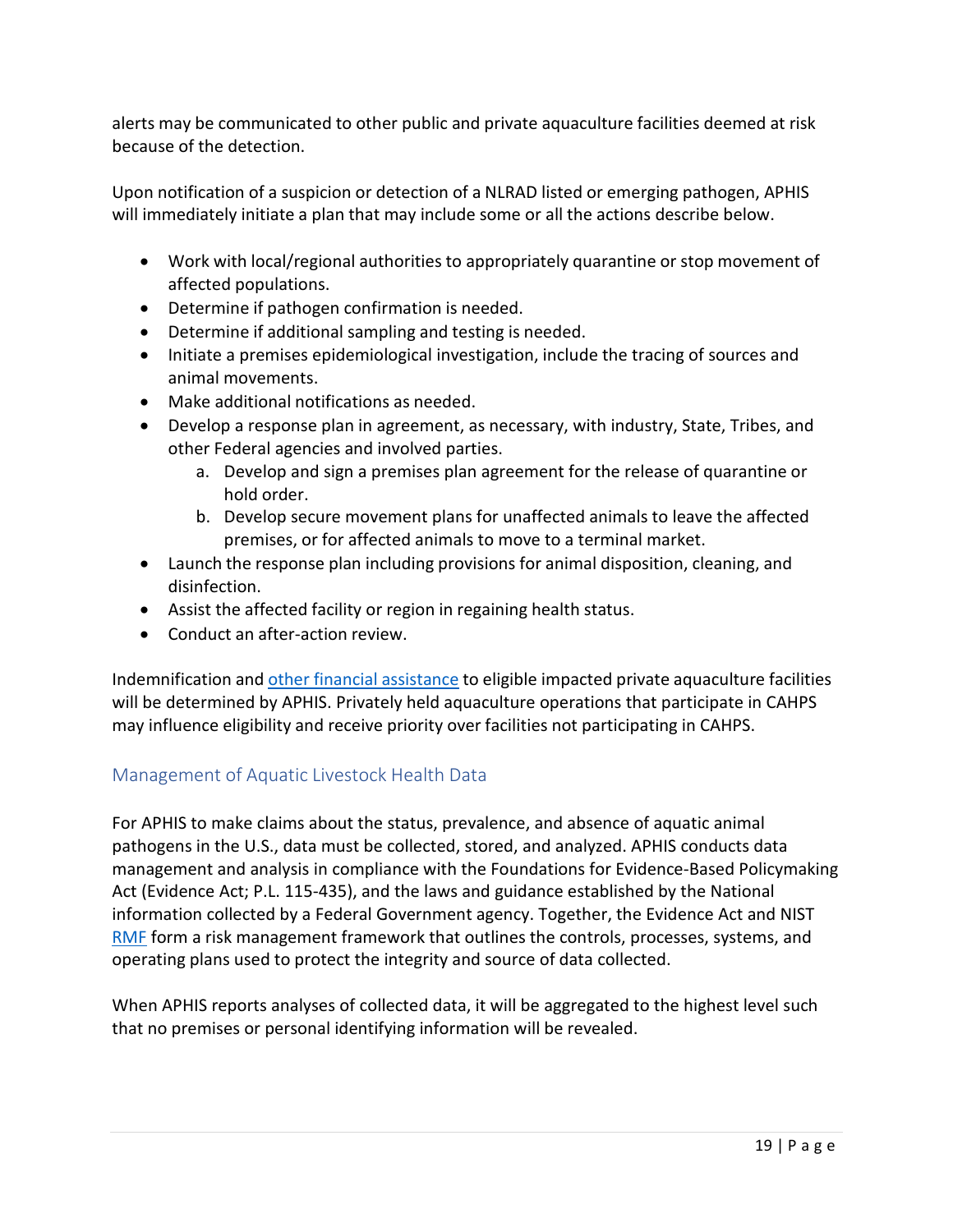alerts may be communicated to other public and private aquaculture facilities deemed at risk because of the detection.

Upon notification of a suspicion or detection of a NLRAD listed or emerging pathogen, APHIS will immediately initiate a plan that may include some or all the actions describe below.

- Work with local/regional authorities to appropriately quarantine or stop movement of affected populations.
- Determine if pathogen confirmation is needed.
- Determine if additional sampling and testing is needed.
- Initiate a premises epidemiological investigation, include the tracing of sources and animal movements.
- Make additional notifications as needed.
- Develop a response plan in agreement, as necessary, with industry, State, Tribes, and other Federal agencies and involved parties.
    a. Develop and sign a premises plan agreement for the release of quarantine or hold order.
    b. Develop secure movement plans for unaffected animals to leave the affected premises, or for affected animals to move to a terminal market.
- Launch the response plan including provisions for animal disposition, cleaning, and disinfection.
- Assist the affected facility or region in regaining health status.
- Conduct an after-action review.

Indemnification and other financial assistance to eligible impacted private aquaculture facilities will be determined by APHIS. Privately held aquaculture operations that participate in CAHPS may influence eligibility and receive priority over facilities not participating in CAHPS.

## Management of Aquatic Livestock Health Data

For APHIS to make claims about the status, prevalence, and absence of aquatic animal pathogens in the U.S., data must be collected, stored, and analyzed. APHIS conducts data management and analysis in compliance with the Foundations for Evidence-Based Policymaking Act (Evidence Act; P.L. 115-435), and the laws and guidance established by the National information collected by a Federal Government agency. Together, the Evidence Act and NIST RMF form a risk management framework that outlines the controls, processes, systems, and operating plans used to protect the integrity and source of data collected.

When APHIS reports analyses of collected data, it will be aggregated to the highest level such that no premises or personal identifying information will be revealed.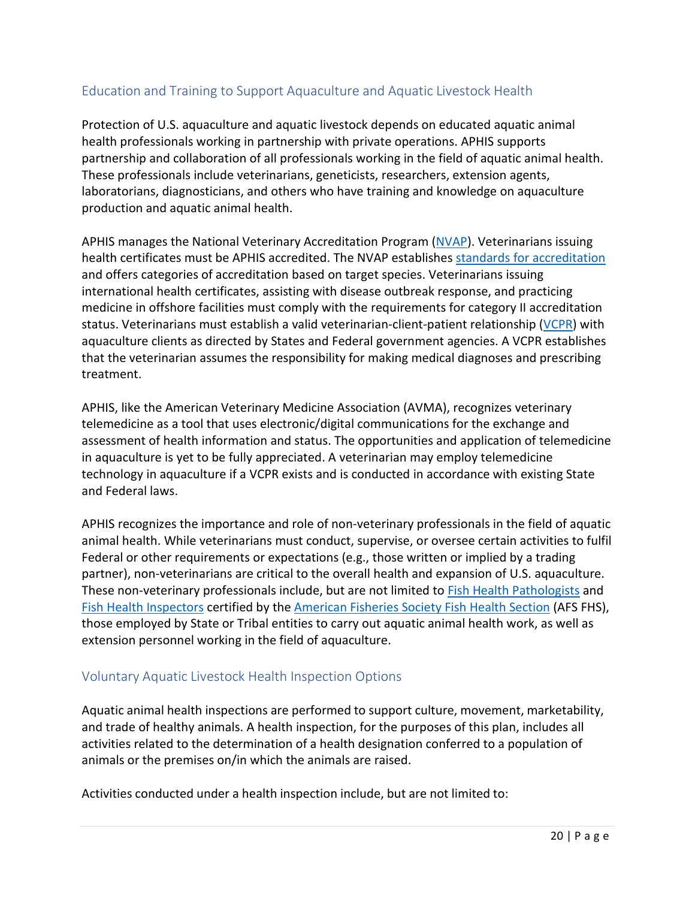## Education and Training to Support Aquaculture and Aquatic Livestock Health

Protection of U.S. aquaculture and aquatic livestock depends on educated aquatic animal health professionals working in partnership with private operations. APHIS supports partnership and collaboration of all professionals working in the field of aquatic animal health. These professionals include veterinarians, geneticists, researchers, extension agents, laboratorians, diagnosticians, and others who have training and knowledge on aquaculture production and aquatic animal health.

APHIS manages the National Veterinary Accreditation Program (NVAP). Veterinarians issuing health certificates must be APHIS accredited. The NVAP establishes standards for accreditation and offers categories of accreditation based on target species. Veterinarians issuing international health certificates, assisting with disease outbreak response, and practicing medicine in offshore facilities must comply with the requirements for category II accreditation status. Veterinarians must establish a valid veterinarian-client-patient relationship (VCPR) with aquaculture clients as directed by States and Federal government agencies. A VCPR establishes that the veterinarian assumes the responsibility for making medical diagnoses and prescribing treatment.

APHIS, like the American Veterinary Medicine Association (AVMA), recognizes veterinary telemedicine as a tool that uses electronic/digital communications for the exchange and assessment of health information and status. The opportunities and application of telemedicine in aquaculture is yet to be fully appreciated. A veterinarian may employ telemedicine technology in aquaculture if a VCPR exists and is conducted in accordance with existing State and Federal laws.

APHIS recognizes the importance and role of non-veterinary professionals in the field of aquatic animal health. While veterinarians must conduct, supervise, or oversee certain activities to fulfil Federal or other requirements or expectations (e.g., those written or implied by a trading partner), non-veterinarians are critical to the overall health and expansion of U.S. aquaculture. These non-veterinary professionals include, but are not limited to Fish Health Pathologists and Fish Health Inspectors certified by the American Fisheries Society Fish Health Section (AFS FHS), those employed by State or Tribal entities to carry out aquatic animal health work, as well as extension personnel working in the field of aquaculture.

## Voluntary Aquatic Livestock Health Inspection Options

Aquatic animal health inspections are performed to support culture, movement, marketability, and trade of healthy animals. A health inspection, for the purposes of this plan, includes all activities related to the determination of a health designation conferred to a population of animals or the premises on/in which the animals are raised.

Activities conducted under a health inspection include, but are not limited to: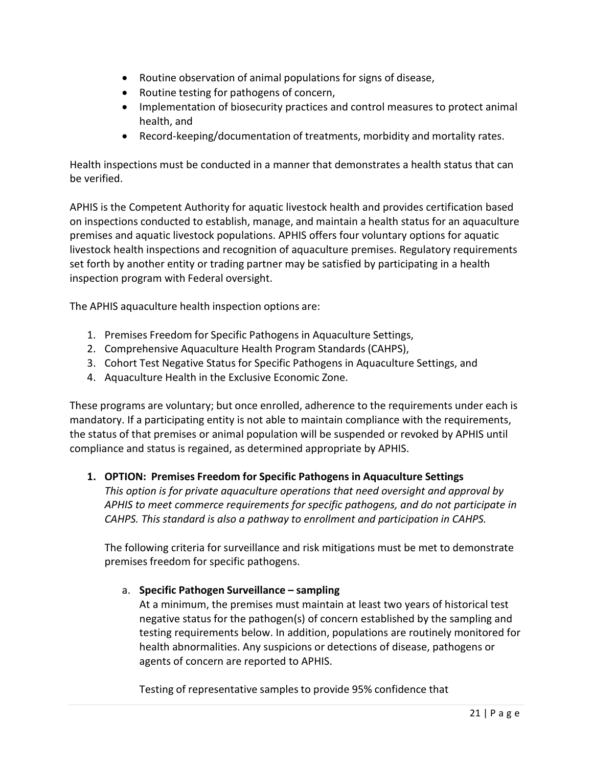- Routine observation of animal populations for signs of disease,
- Routine testing for pathogens of concern,
- Implementation of biosecurity practices and control measures to protect animal health, and
- Record-keeping/documentation of treatments, morbidity and mortality rates.

Health inspections must be conducted in a manner that demonstrates a health status that can be verified.

APHIS is the Competent Authority for aquatic livestock health and provides certification based on inspections conducted to establish, manage, and maintain a health status for an aquaculture premises and aquatic livestock populations. APHIS offers four voluntary options for aquatic livestock health inspections and recognition of aquaculture premises. Regulatory requirements set forth by another entity or trading partner may be satisfied by participating in a health inspection program with Federal oversight.

The APHIS aquaculture health inspection options are:

1. Premises Freedom for Specific Pathogens in Aquaculture Settings,
2. Comprehensive Aquaculture Health Program Standards (CAHPS),
3. Cohort Test Negative Status for Specific Pathogens in Aquaculture Settings, and
4. Aquaculture Health in the Exclusive Economic Zone.

These programs are voluntary; but once enrolled, adherence to the requirements under each is mandatory. If a participating entity is not able to maintain compliance with the requirements, the status of that premises or animal population will be suspended or revoked by APHIS until compliance and status is regained, as determined appropriate by APHIS.

1. **OPTION: Premises Freedom for Specific Pathogens in Aquaculture Settings**

   *This option is for private aquaculture operations that need oversight and approval by APHIS to meet commerce requirements for specific pathogens, and do not participate in CAHPS. This standard is also a pathway to enrollment and participation in CAHPS.*

   The following criteria for surveillance and risk mitigations must be met to demonstrate premises freedom for specific pathogens.

   a. **Specific Pathogen Surveillance – sampling**

      At a minimum, the premises must maintain at least two years of historical test negative status for the pathogen(s) of concern established by the sampling and testing requirements below. In addition, populations are routinely monitored for health abnormalities. Any suspicions or detections of disease, pathogens or agents of concern are reported to APHIS.

      Testing of representative samples to provide 95% confidence that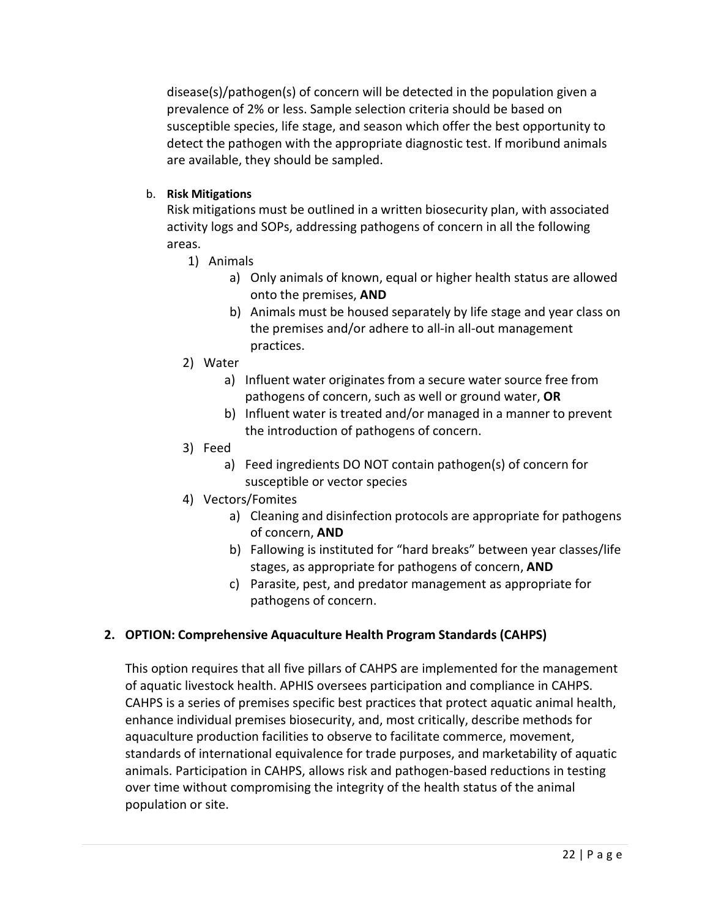disease(s)/pathogen(s) of concern will be detected in the population given a prevalence of 2% or less. Sample selection criteria should be based on susceptible species, life stage, and season which offer the best opportunity to detect the pathogen with the appropriate diagnostic test. If moribund animals are available, they should be sampled.

b. **Risk Mitigations**

Risk mitigations must be outlined in a written biosecurity plan, with associated activity logs and SOPs, addressing pathogens of concern in all the following areas.

1) Animals
   a) Only animals of known, equal or higher health status are allowed onto the premises, **AND**
   b) Animals must be housed separately by life stage and year class on the premises and/or adhere to all-in all-out management practices.
2) Water
   a) Influent water originates from a secure water source free from pathogens of concern, such as well or ground water, **OR**
   b) Influent water is treated and/or managed in a manner to prevent the introduction of pathogens of concern.
3) Feed
   a) Feed ingredients DO NOT contain pathogen(s) of concern for susceptible or vector species
4) Vectors/Fomites
   a) Cleaning and disinfection protocols are appropriate for pathogens of concern, **AND**
   b) Fallowing is instituted for "hard breaks" between year classes/life stages, as appropriate for pathogens of concern, **AND**
   c) Parasite, pest, and predator management as appropriate for pathogens of concern.

## 2. OPTION: Comprehensive Aquaculture Health Program Standards (CAHPS)

This option requires that all five pillars of CAHPS are implemented for the management of aquatic livestock health. APHIS oversees participation and compliance in CAHPS. CAHPS is a series of premises specific best practices that protect aquatic animal health, enhance individual premises biosecurity, and, most critically, describe methods for aquaculture production facilities to observe to facilitate commerce, movement, standards of international equivalence for trade purposes, and marketability of aquatic animals. Participation in CAHPS, allows risk and pathogen-based reductions in testing over time without compromising the integrity of the health status of the animal population or site.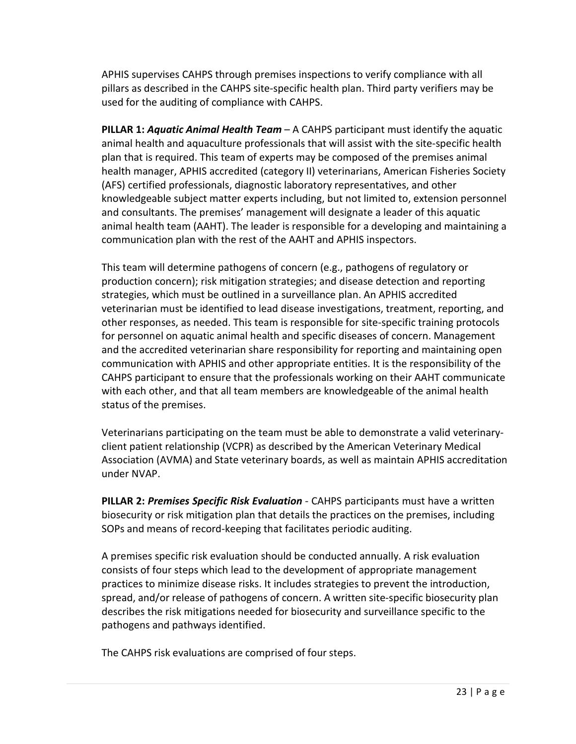APHIS supervises CAHPS through premises inspections to verify compliance with all pillars as described in the CAHPS site-specific health plan. Third party verifiers may be used for the auditing of compliance with CAHPS.

**PILLAR 1:** ***Aquatic Animal Health Team*** – A CAHPS participant must identify the aquatic animal health and aquaculture professionals that will assist with the site-specific health plan that is required. This team of experts may be composed of the premises animal health manager, APHIS accredited (category II) veterinarians, American Fisheries Society (AFS) certified professionals, diagnostic laboratory representatives, and other knowledgeable subject matter experts including, but not limited to, extension personnel and consultants. The premises' management will designate a leader of this aquatic animal health team (AAHT). The leader is responsible for a developing and maintaining a communication plan with the rest of the AAHT and APHIS inspectors.

This team will determine pathogens of concern (e.g., pathogens of regulatory or production concern); risk mitigation strategies; and disease detection and reporting strategies, which must be outlined in a surveillance plan. An APHIS accredited veterinarian must be identified to lead disease investigations, treatment, reporting, and other responses, as needed. This team is responsible for site-specific training protocols for personnel on aquatic animal health and specific diseases of concern. Management and the accredited veterinarian share responsibility for reporting and maintaining open communication with APHIS and other appropriate entities. It is the responsibility of the CAHPS participant to ensure that the professionals working on their AAHT communicate with each other, and that all team members are knowledgeable of the animal health status of the premises.

Veterinarians participating on the team must be able to demonstrate a valid veterinary-client patient relationship (VCPR) as described by the American Veterinary Medical Association (AVMA) and State veterinary boards, as well as maintain APHIS accreditation under NVAP.

**PILLAR 2:** ***Premises Specific Risk Evaluation*** - CAHPS participants must have a written biosecurity or risk mitigation plan that details the practices on the premises, including SOPs and means of record-keeping that facilitates periodic auditing.

A premises specific risk evaluation should be conducted annually. A risk evaluation consists of four steps which lead to the development of appropriate management practices to minimize disease risks. It includes strategies to prevent the introduction, spread, and/or release of pathogens of concern. A written site-specific biosecurity plan describes the risk mitigations needed for biosecurity and surveillance specific to the pathogens and pathways identified.

The CAHPS risk evaluations are comprised of four steps.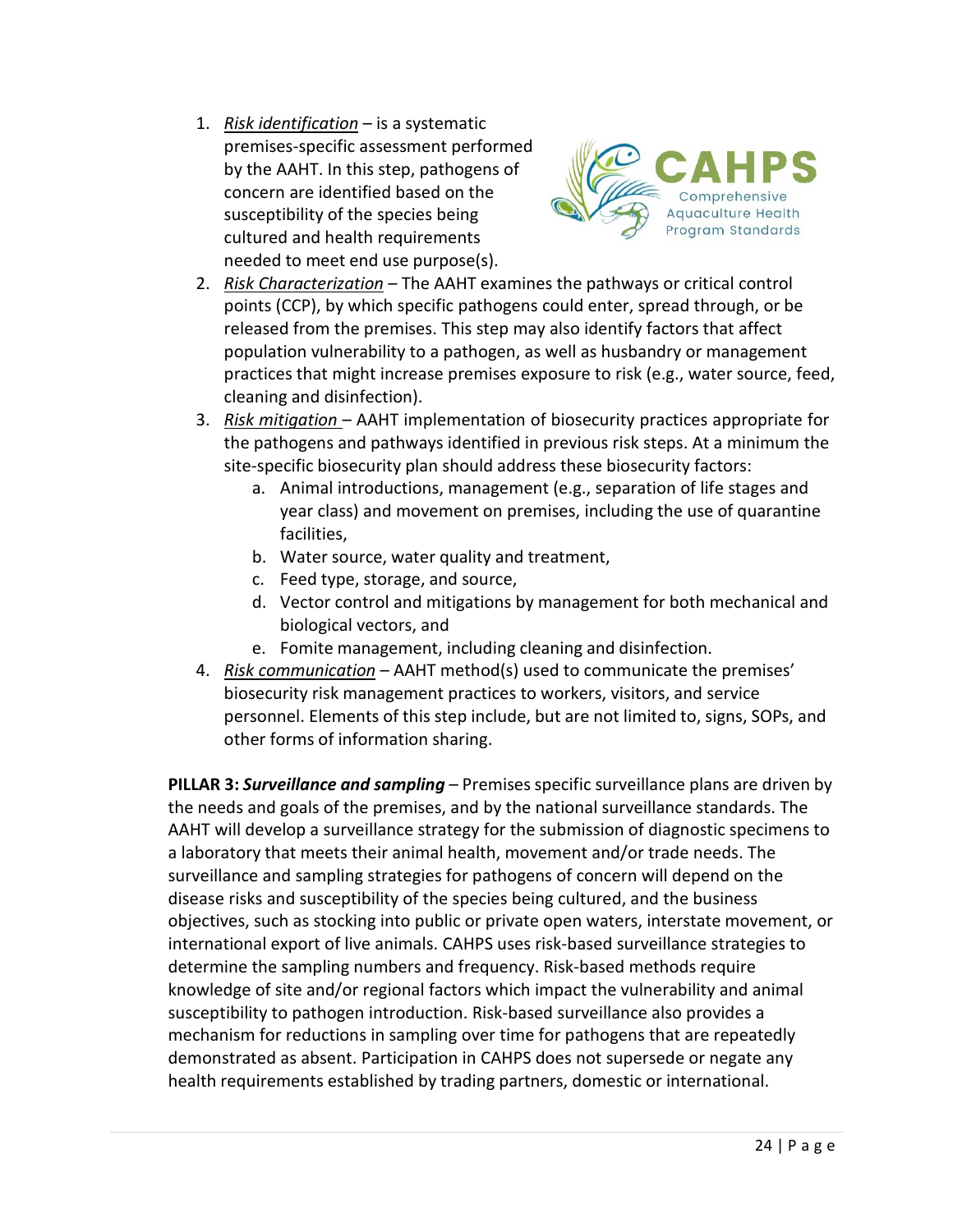1. *Risk identification* – is a systematic premises-specific assessment performed by the AAHT. In this step, pathogens of concern are identified based on the susceptibility of the species being cultured and health requirements needed to meet end use purpose(s).
2. *Risk Characterization* – The AAHT examines the pathways or critical control points (CCP), by which specific pathogens could enter, spread through, or be released from the premises. This step may also identify factors that affect population vulnerability to a pathogen, as well as husbandry or management practices that might increase premises exposure to risk (e.g., water source, feed, cleaning and disinfection).
3. *Risk mitigation* – AAHT implementation of biosecurity practices appropriate for the pathogens and pathways identified in previous risk steps. At a minimum the site-specific biosecurity plan should address these biosecurity factors:
   a. Animal introductions, management (e.g., separation of life stages and year class) and movement on premises, including the use of quarantine facilities,
   b. Water source, water quality and treatment,
   c. Feed type, storage, and source,
   d. Vector control and mitigations by management for both mechanical and biological vectors, and
   e. Fomite management, including cleaning and disinfection.
4. *Risk communication* – AAHT method(s) used to communicate the premises' biosecurity risk management practices to workers, visitors, and service personnel. Elements of this step include, but are not limited to, signs, SOPs, and other forms of information sharing.

**PILLAR 3: *Surveillance and sampling*** – Premises specific surveillance plans are driven by the needs and goals of the premises, and by the national surveillance standards. The AAHT will develop a surveillance strategy for the submission of diagnostic specimens to a laboratory that meets their animal health, movement and/or trade needs. The surveillance and sampling strategies for pathogens of concern will depend on the disease risks and susceptibility of the species being cultured, and the business objectives, such as stocking into public or private open waters, interstate movement, or international export of live animals. CAHPS uses risk-based surveillance strategies to determine the sampling numbers and frequency. Risk-based methods require knowledge of site and/or regional factors which impact the vulnerability and animal susceptibility to pathogen introduction. Risk-based surveillance also provides a mechanism for reductions in sampling over time for pathogens that are repeatedly demonstrated as absent. Participation in CAHPS does not supersede or negate any health requirements established by trading partners, domestic or international.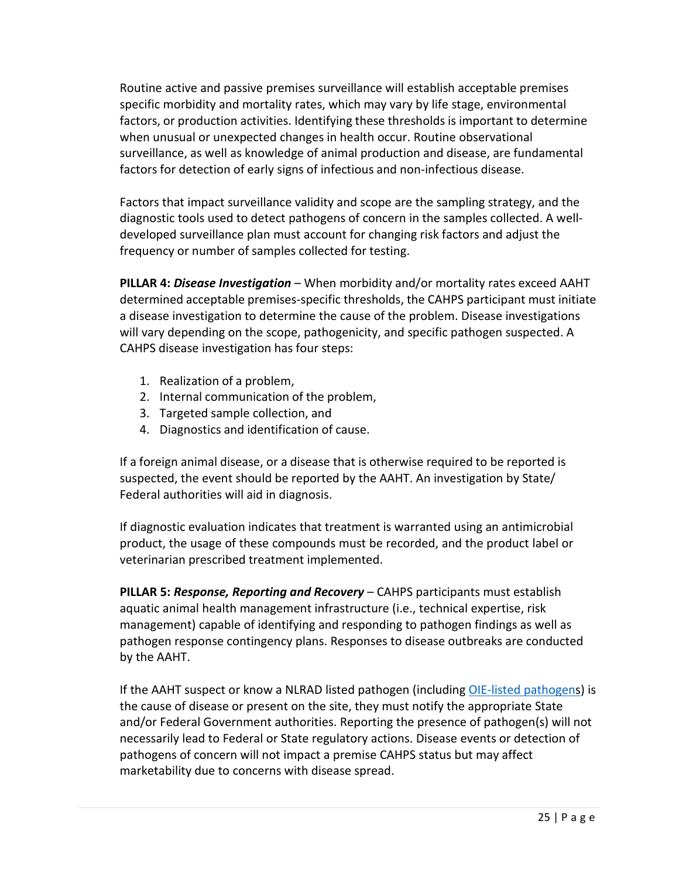Routine active and passive premises surveillance will establish acceptable premises specific morbidity and mortality rates, which may vary by life stage, environmental factors, or production activities. Identifying these thresholds is important to determine when unusual or unexpected changes in health occur. Routine observational surveillance, as well as knowledge of animal production and disease, are fundamental factors for detection of early signs of infectious and non-infectious disease.

Factors that impact surveillance validity and scope are the sampling strategy, and the diagnostic tools used to detect pathogens of concern in the samples collected. A well-developed surveillance plan must account for changing risk factors and adjust the frequency or number of samples collected for testing.

**PILLAR 4:** ***Disease Investigation*** – When morbidity and/or mortality rates exceed AAHT determined acceptable premises-specific thresholds, the CAHPS participant must initiate a disease investigation to determine the cause of the problem. Disease investigations will vary depending on the scope, pathogenicity, and specific pathogen suspected. A CAHPS disease investigation has four steps:

1. Realization of a problem,
2. Internal communication of the problem,
3. Targeted sample collection, and
4. Diagnostics and identification of cause.

If a foreign animal disease, or a disease that is otherwise required to be reported is suspected, the event should be reported by the AAHT. An investigation by State/ Federal authorities will aid in diagnosis.

If diagnostic evaluation indicates that treatment is warranted using an antimicrobial product, the usage of these compounds must be recorded, and the product label or veterinarian prescribed treatment implemented.

**PILLAR 5:** ***Response, Reporting and Recovery*** – CAHPS participants must establish aquatic animal health management infrastructure (i.e., technical expertise, risk management) capable of identifying and responding to pathogen findings as well as pathogen response contingency plans. Responses to disease outbreaks are conducted by the AAHT.

If the AAHT suspect or know a NLRAD listed pathogen (including OIE-listed pathogens) is the cause of disease or present on the site, they must notify the appropriate State and/or Federal Government authorities. Reporting the presence of pathogen(s) will not necessarily lead to Federal or State regulatory actions. Disease events or detection of pathogens of concern will not impact a premise CAHPS status but may affect marketability due to concerns with disease spread.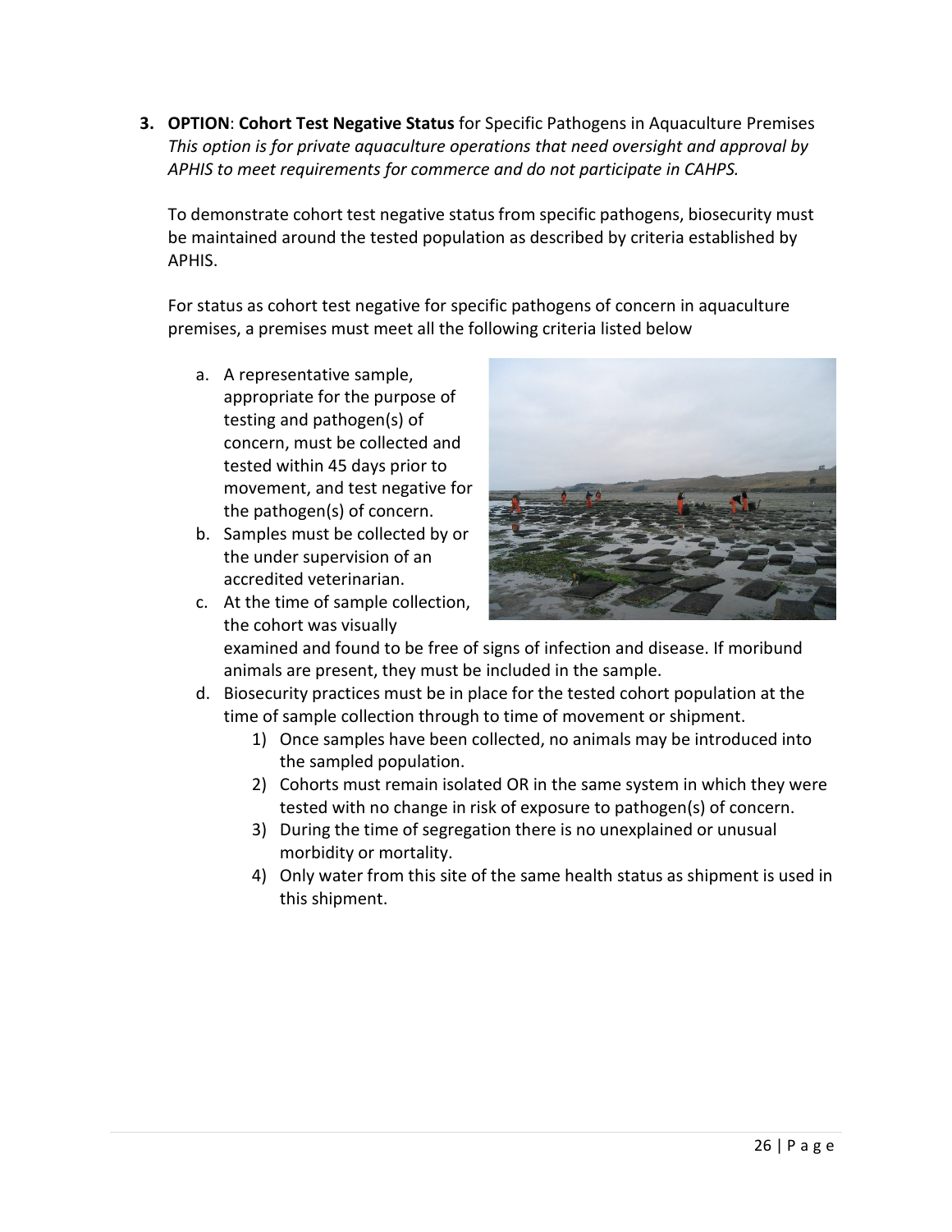3. **OPTION**: **Cohort Test Negative Status** for Specific Pathogens in Aquaculture Premises
*This option is for private aquaculture operations that need oversight and approval by APHIS to meet requirements for commerce and do not participate in CAHPS.*

   To demonstrate cohort test negative status from specific pathogens, biosecurity must be maintained around the tested population as described by criteria established by APHIS.

   For status as cohort test negative for specific pathogens of concern in aquaculture premises, a premises must meet all the following criteria listed below

   a. A representative sample, appropriate for the purpose of testing and pathogen(s) of concern, must be collected and tested within 45 days prior to movement, and test negative for the pathogen(s) of concern.
   b. Samples must be collected by or the under supervision of an accredited veterinarian.
   c. At the time of sample collection, the cohort was visually examined and found to be free of signs of infection and disease. If moribund animals are present, they must be included in the sample.
   d. Biosecurity practices must be in place for the tested cohort population at the time of sample collection through to time of movement or shipment.
      1) Once samples have been collected, no animals may be introduced into the sampled population.
      2) Cohorts must remain isolated OR in the same system in which they were tested with no change in risk of exposure to pathogen(s) of concern.
      3) During the time of segregation there is no unexplained or unusual morbidity or mortality.
      4) Only water from this site of the same health status as shipment is used in this shipment.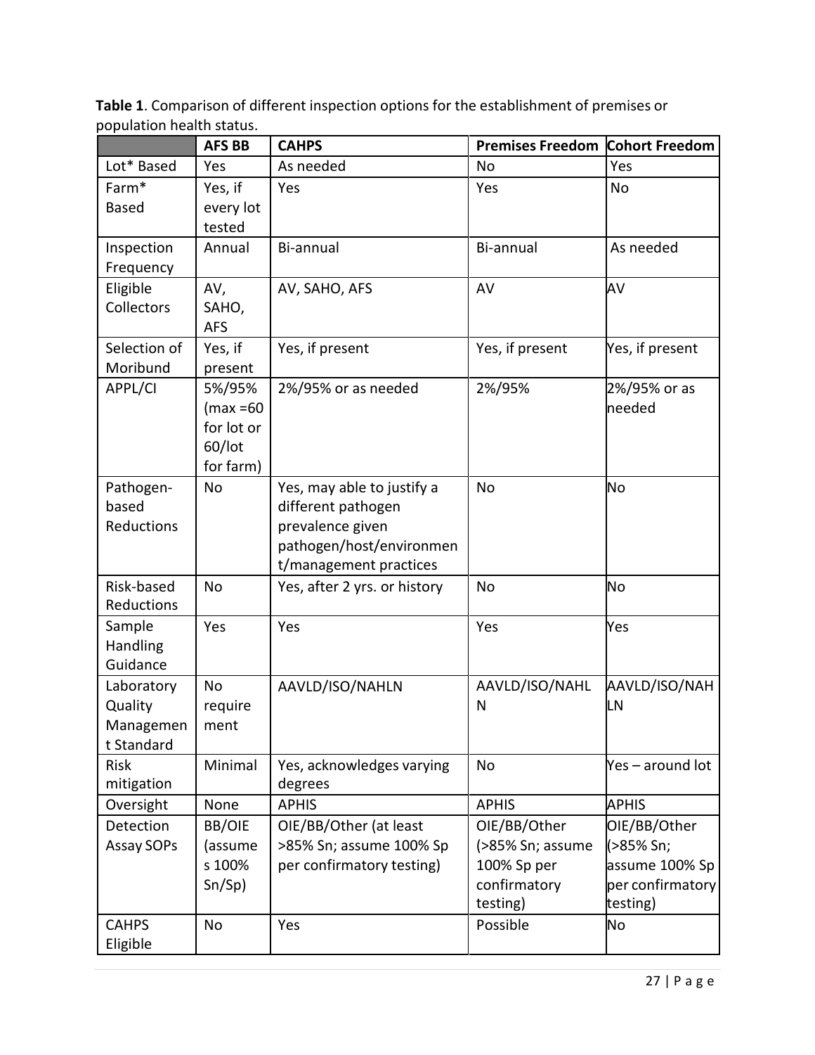**Table 1**. Comparison of different inspection options for the establishment of premises or population health status.

| | AFS BB | CAHPS | Premises Freedom | Cohort Freedom |
|---|---|---|---|---|
| Lot* Based | Yes | As needed | No | Yes |
| Farm* Based | Yes, if every lot tested | Yes | Yes | No |
| Inspection Frequency | Annual | Bi-annual | Bi-annual | As needed |
| Eligible Collectors | AV, SAHO, AFS | AV, SAHO, AFS | AV | AV |
| Selection of Moribund | Yes, if present | Yes, if present | Yes, if present | Yes, if present |
| APPL/CI | 5%/95% (max =60 for lot or 60/lot for farm) | 2%/95% or as needed | 2%/95% | 2%/95% or as needed |
| Pathogen-based Reductions | No | Yes, may able to justify a different pathogen prevalence given pathogen/host/environment/management practices | No | No |
| Risk-based Reductions | No | Yes, after 2 yrs. or history | No | No |
| Sample Handling Guidance | Yes | Yes | Yes | Yes |
| Laboratory Quality Management Standard | No requirement | AAVLD/ISO/NAHLN | AAVLD/ISO/NAHLN | AAVLD/ISO/NAHLN |
| Risk mitigation | Minimal | Yes, acknowledges varying degrees | No | Yes – around lot |
| Oversight | None | APHIS | APHIS | APHIS |
| Detection Assay SOPs | BB/OIE (assumes 100% Sn/Sp) | OIE/BB/Other (at least >85% Sn; assume 100% Sp per confirmatory testing) | OIE/BB/Other (>85% Sn; assume 100% Sp per confirmatory testing) | OIE/BB/Other (>85% Sn; assume 100% Sp per confirmatory testing) |
| CAHPS Eligible | No | Yes | Possible | No |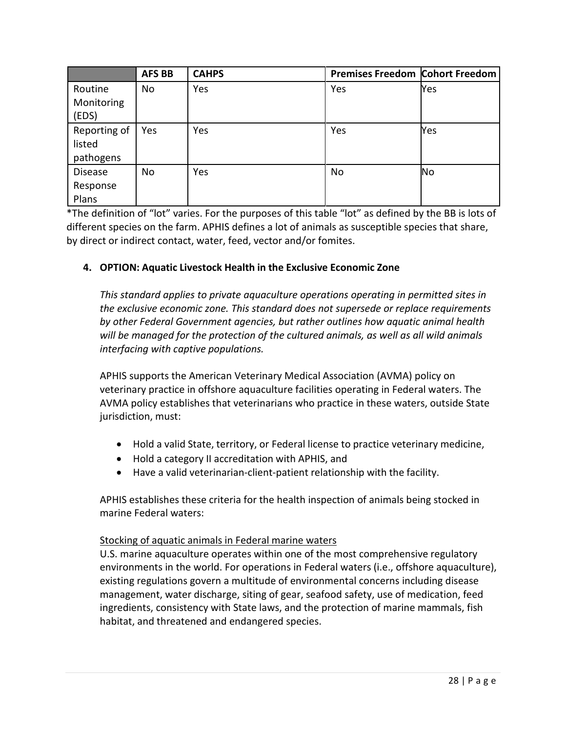| | AFS BB | CAHPS | Premises Freedom | Cohort Freedom |
|---|---|---|---|---|
| Routine Monitoring (EDS) | No | Yes | Yes | Yes |
| Reporting of listed pathogens | Yes | Yes | Yes | Yes |
| Disease Response Plans | No | Yes | No | No |

*The definition of "lot" varies. For the purposes of this table "lot" as defined by the BB is lots of different species on the farm. APHIS defines a lot of animals as susceptible species that share, by direct or indirect contact, water, feed, vector and/or fomites.

### 4. OPTION: Aquatic Livestock Health in the Exclusive Economic Zone

*This standard applies to private aquaculture operations operating in permitted sites in the exclusive economic zone. This standard does not supersede or replace requirements by other Federal Government agencies, but rather outlines how aquatic animal health will be managed for the protection of the cultured animals, as well as all wild animals interfacing with captive populations.*

APHIS supports the American Veterinary Medical Association (AVMA) policy on veterinary practice in offshore aquaculture facilities operating in Federal waters. The AVMA policy establishes that veterinarians who practice in these waters, outside State jurisdiction, must:

- Hold a valid State, territory, or Federal license to practice veterinary medicine,
- Hold a category II accreditation with APHIS, and
- Have a valid veterinarian-client-patient relationship with the facility.

APHIS establishes these criteria for the health inspection of animals being stocked in marine Federal waters:

<u>Stocking of aquatic animals in Federal marine waters</u>

U.S. marine aquaculture operates within one of the most comprehensive regulatory environments in the world. For operations in Federal waters (i.e., offshore aquaculture), existing regulations govern a multitude of environmental concerns including disease management, water discharge, siting of gear, seafood safety, use of medication, feed ingredients, consistency with State laws, and the protection of marine mammals, fish habitat, and threatened and endangered species.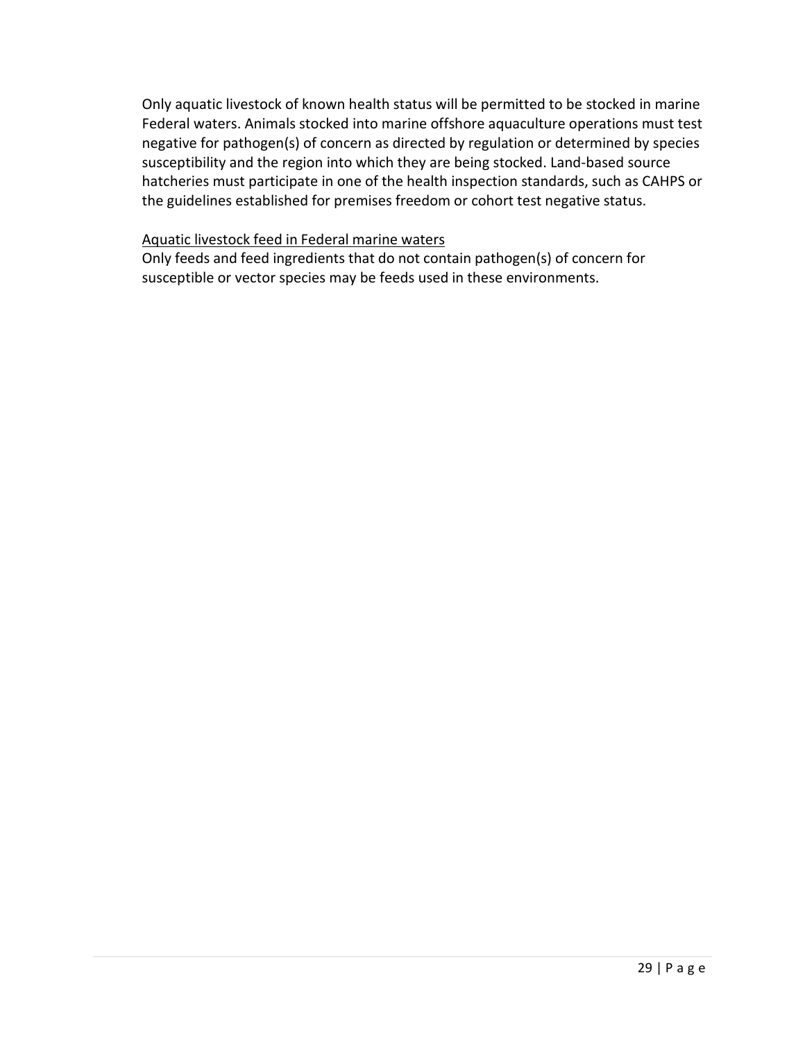Only aquatic livestock of known health status will be permitted to be stocked in marine Federal waters. Animals stocked into marine offshore aquaculture operations must test negative for pathogen(s) of concern as directed by regulation or determined by species susceptibility and the region into which they are being stocked. Land-based source hatcheries must participate in one of the health inspection standards, such as CAHPS or the guidelines established for premises freedom or cohort test negative status.

<u>Aquatic livestock feed in Federal marine waters</u>

Only feeds and feed ingredients that do not contain pathogen(s) of concern for susceptible or vector species may be feeds used in these environments.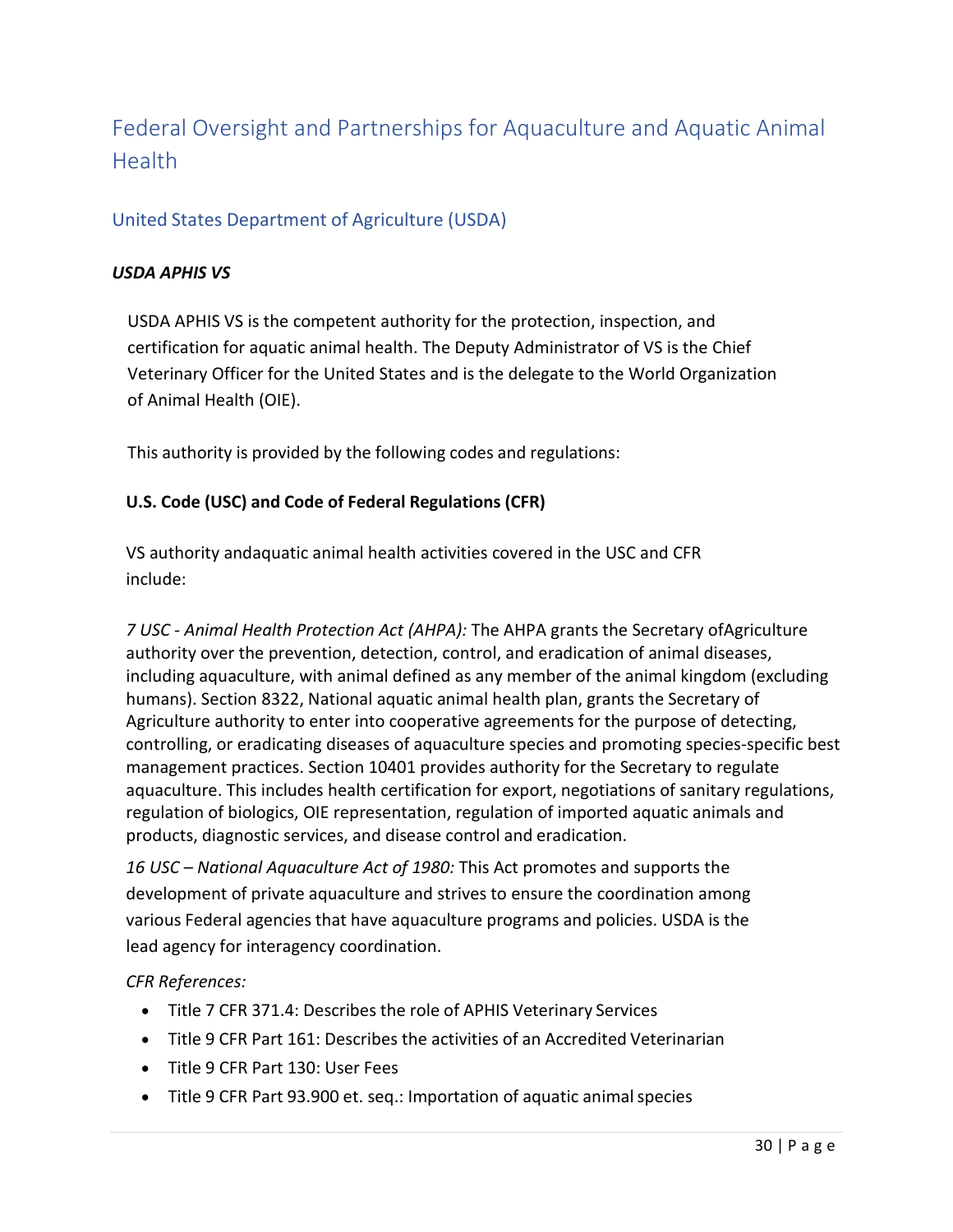# Federal Oversight and Partnerships for Aquaculture and Aquatic Animal Health

## United States Department of Agriculture (USDA)

### *USDA APHIS VS*

USDA APHIS VS is the competent authority for the protection, inspection, and certification for aquatic animal health. The Deputy Administrator of VS is the Chief Veterinary Officer for the United States and is the delegate to the World Organization of Animal Health (OIE).

This authority is provided by the following codes and regulations:

**U.S. Code (USC) and Code of Federal Regulations (CFR)**

VS authority andaquatic animal health activities covered in the USC and CFR include:

*7 USC - Animal Health Protection Act (AHPA):* The AHPA grants the Secretary ofAgriculture authority over the prevention, detection, control, and eradication of animal diseases, including aquaculture, with animal defined as any member of the animal kingdom (excluding humans). Section 8322, National aquatic animal health plan, grants the Secretary of Agriculture authority to enter into cooperative agreements for the purpose of detecting, controlling, or eradicating diseases of aquaculture species and promoting species-specific best management practices. Section 10401 provides authority for the Secretary to regulate aquaculture. This includes health certification for export, negotiations of sanitary regulations, regulation of biologics, OIE representation, regulation of imported aquatic animals and products, diagnostic services, and disease control and eradication.

*16 USC – National Aquaculture Act of 1980:* This Act promotes and supports the development of private aquaculture and strives to ensure the coordination among various Federal agencies that have aquaculture programs and policies. USDA is the lead agency for interagency coordination.

*CFR References:*

- Title 7 CFR 371.4: Describes the role of APHIS Veterinary Services
- Title 9 CFR Part 161: Describes the activities of an Accredited Veterinarian
- Title 9 CFR Part 130: User Fees
- Title 9 CFR Part 93.900 et. seq.: Importation of aquatic animal species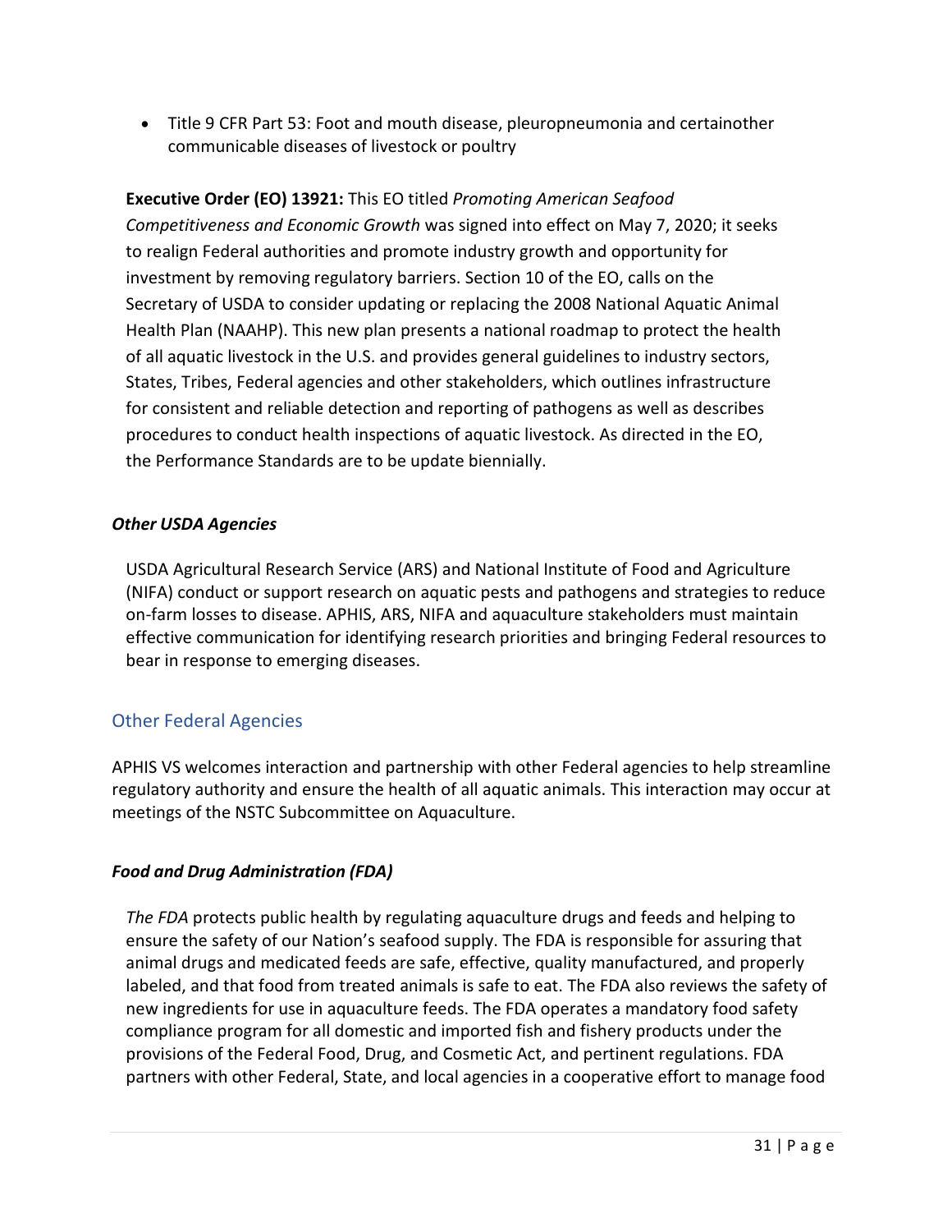- Title 9 CFR Part 53: Foot and mouth disease, pleuropneumonia and certainother communicable diseases of livestock or poultry

**Executive Order (EO) 13921:** This EO titled *Promoting American Seafood Competitiveness and Economic Growth* was signed into effect on May 7, 2020; it seeks to realign Federal authorities and promote industry growth and opportunity for investment by removing regulatory barriers. Section 10 of the EO, calls on the Secretary of USDA to consider updating or replacing the 2008 National Aquatic Animal Health Plan (NAAHP). This new plan presents a national roadmap to protect the health of all aquatic livestock in the U.S. and provides general guidelines to industry sectors, States, Tribes, Federal agencies and other stakeholders, which outlines infrastructure for consistent and reliable detection and reporting of pathogens as well as describes procedures to conduct health inspections of aquatic livestock. As directed in the EO, the Performance Standards are to be update biennially.

#### *Other USDA Agencies*

USDA Agricultural Research Service (ARS) and National Institute of Food and Agriculture (NIFA) conduct or support research on aquatic pests and pathogens and strategies to reduce on-farm losses to disease. APHIS, ARS, NIFA and aquaculture stakeholders must maintain effective communication for identifying research priorities and bringing Federal resources to bear in response to emerging diseases.

### Other Federal Agencies

APHIS VS welcomes interaction and partnership with other Federal agencies to help streamline regulatory authority and ensure the health of all aquatic animals. This interaction may occur at meetings of the NSTC Subcommittee on Aquaculture.

#### *Food and Drug Administration (FDA)*

*The FDA* protects public health by regulating aquaculture drugs and feeds and helping to ensure the safety of our Nation's seafood supply. The FDA is responsible for assuring that animal drugs and medicated feeds are safe, effective, quality manufactured, and properly labeled, and that food from treated animals is safe to eat. The FDA also reviews the safety of new ingredients for use in aquaculture feeds. The FDA operates a mandatory food safety compliance program for all domestic and imported fish and fishery products under the provisions of the Federal Food, Drug, and Cosmetic Act, and pertinent regulations. FDA partners with other Federal, State, and local agencies in a cooperative effort to manage food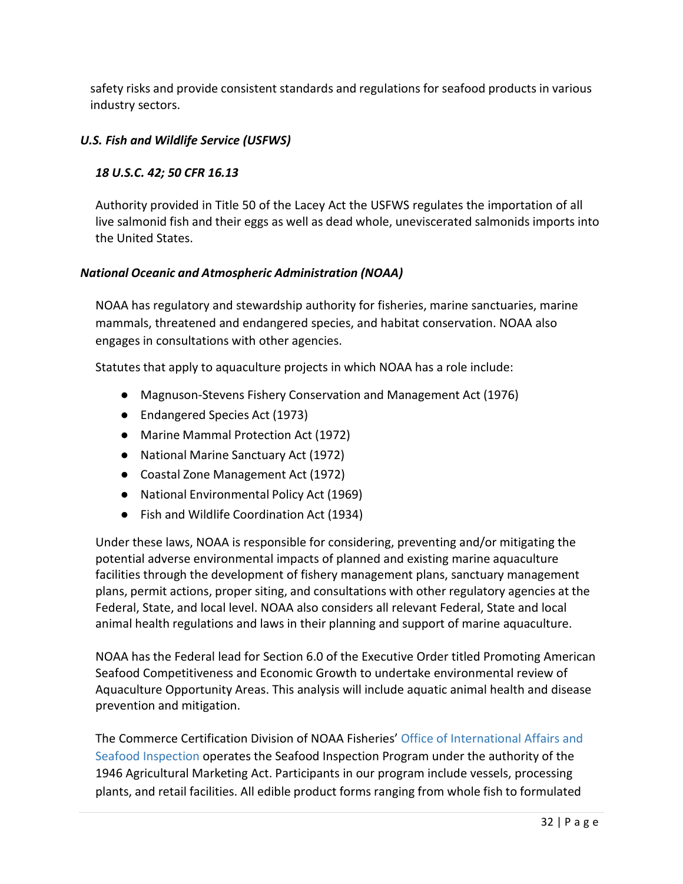safety risks and provide consistent standards and regulations for seafood products in various industry sectors.

### *U.S. Fish and Wildlife Service (USFWS)*

#### *18 U.S.C. 42; 50 CFR 16.13*

Authority provided in Title 50 of the Lacey Act the USFWS regulates the importation of all live salmonid fish and their eggs as well as dead whole, uneviscerated salmonids imports into the United States.

### *National Oceanic and Atmospheric Administration (NOAA)*

NOAA has regulatory and stewardship authority for fisheries, marine sanctuaries, marine mammals, threatened and endangered species, and habitat conservation. NOAA also engages in consultations with other agencies.

Statutes that apply to aquaculture projects in which NOAA has a role include:

- Magnuson-Stevens Fishery Conservation and Management Act (1976)
- Endangered Species Act (1973)
- Marine Mammal Protection Act (1972)
- National Marine Sanctuary Act (1972)
- Coastal Zone Management Act (1972)
- National Environmental Policy Act (1969)
- Fish and Wildlife Coordination Act (1934)

Under these laws, NOAA is responsible for considering, preventing and/or mitigating the potential adverse environmental impacts of planned and existing marine aquaculture facilities through the development of fishery management plans, sanctuary management plans, permit actions, proper siting, and consultations with other regulatory agencies at the Federal, State, and local level. NOAA also considers all relevant Federal, State and local animal health regulations and laws in their planning and support of marine aquaculture.

NOAA has the Federal lead for Section 6.0 of the Executive Order titled Promoting American Seafood Competitiveness and Economic Growth to undertake environmental review of Aquaculture Opportunity Areas. This analysis will include aquatic animal health and disease prevention and mitigation.

The Commerce Certification Division of NOAA Fisheries' Office of International Affairs and Seafood Inspection operates the Seafood Inspection Program under the authority of the 1946 Agricultural Marketing Act. Participants in our program include vessels, processing plants, and retail facilities. All edible product forms ranging from whole fish to formulated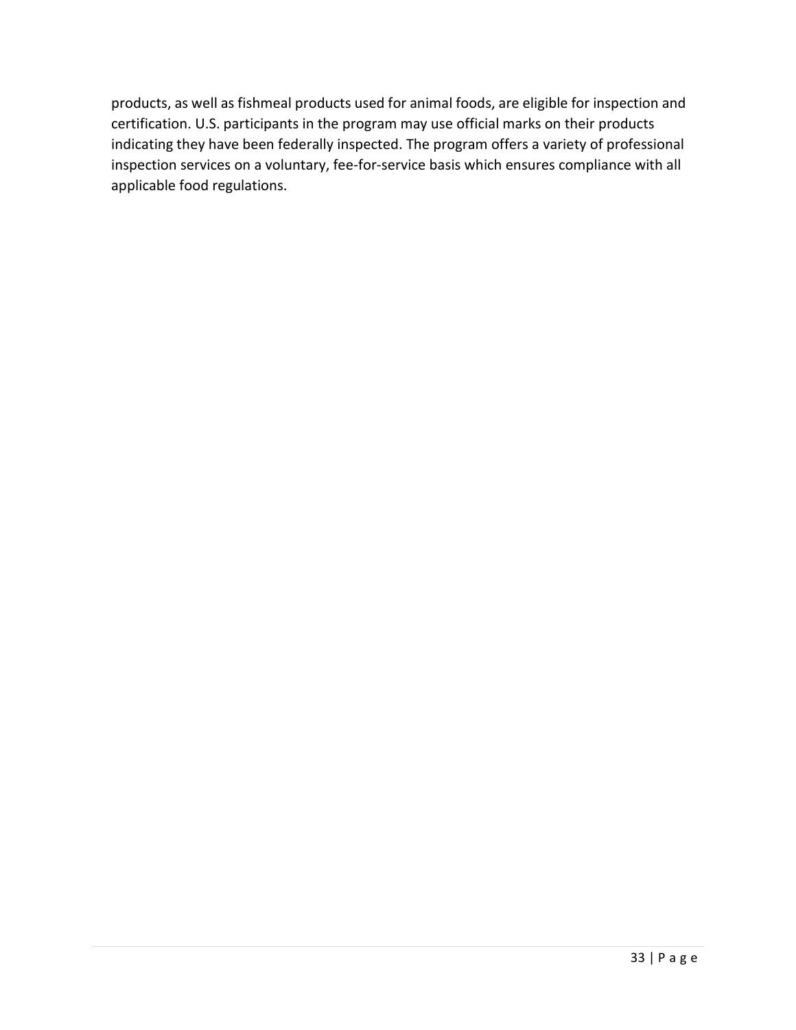products, as well as fishmeal products used for animal foods, are eligible for inspection and certification. U.S. participants in the program may use official marks on their products indicating they have been federally inspected. The program offers a variety of professional inspection services on a voluntary, fee-for-service basis which ensures compliance with all applicable food regulations.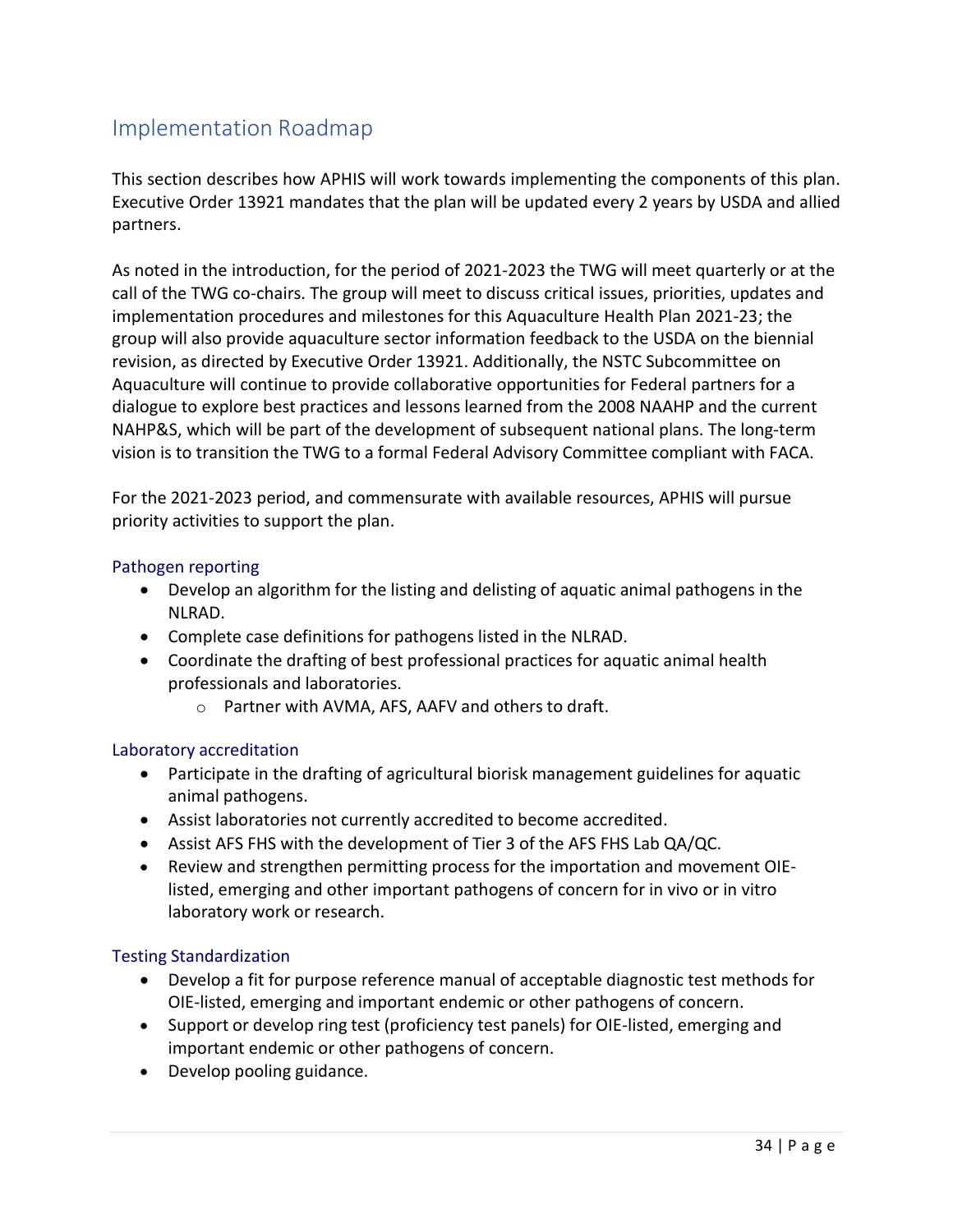## Implementation Roadmap

This section describes how APHIS will work towards implementing the components of this plan. Executive Order 13921 mandates that the plan will be updated every 2 years by USDA and allied partners.

As noted in the introduction, for the period of 2021-2023 the TWG will meet quarterly or at the call of the TWG co-chairs. The group will meet to discuss critical issues, priorities, updates and implementation procedures and milestones for this Aquaculture Health Plan 2021-23; the group will also provide aquaculture sector information feedback to the USDA on the biennial revision, as directed by Executive Order 13921. Additionally, the NSTC Subcommittee on Aquaculture will continue to provide collaborative opportunities for Federal partners for a dialogue to explore best practices and lessons learned from the 2008 NAAHP and the current NAHP&S, which will be part of the development of subsequent national plans. The long-term vision is to transition the TWG to a formal Federal Advisory Committee compliant with FACA.

For the 2021-2023 period, and commensurate with available resources, APHIS will pursue priority activities to support the plan.

### Pathogen reporting

- Develop an algorithm for the listing and delisting of aquatic animal pathogens in the NLRAD.
- Complete case definitions for pathogens listed in the NLRAD.
- Coordinate the drafting of best professional practices for aquatic animal health professionals and laboratories.
  - Partner with AVMA, AFS, AAFV and others to draft.

### Laboratory accreditation

- Participate in the drafting of agricultural biorisk management guidelines for aquatic animal pathogens.
- Assist laboratories not currently accredited to become accredited.
- Assist AFS FHS with the development of Tier 3 of the AFS FHS Lab QA/QC.
- Review and strengthen permitting process for the importation and movement OIE-listed, emerging and other important pathogens of concern for in vivo or in vitro laboratory work or research.

### Testing Standardization

- Develop a fit for purpose reference manual of acceptable diagnostic test methods for OIE-listed, emerging and important endemic or other pathogens of concern.
- Support or develop ring test (proficiency test panels) for OIE-listed, emerging and important endemic or other pathogens of concern.
- Develop pooling guidance.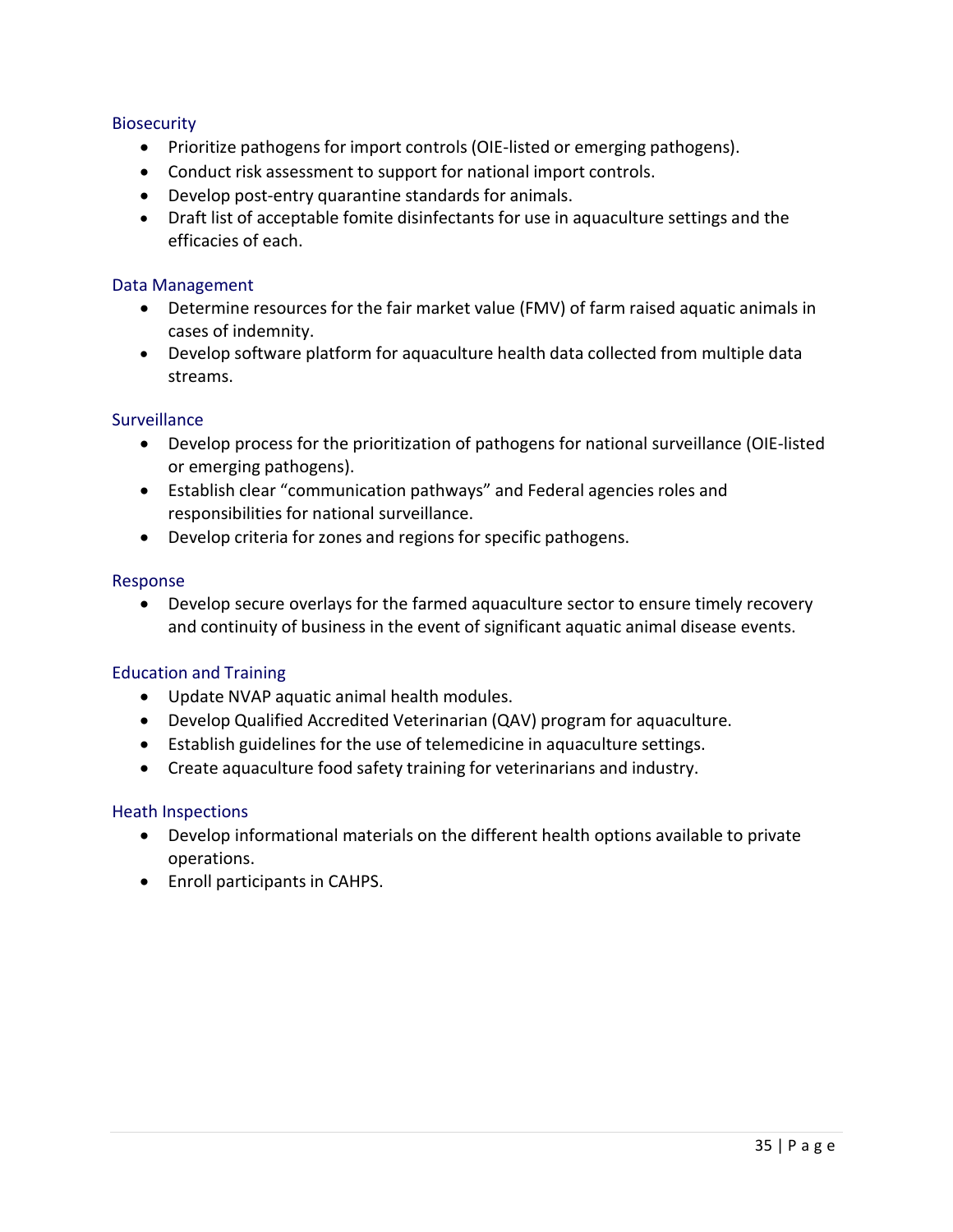### Biosecurity

- Prioritize pathogens for import controls (OIE-listed or emerging pathogens).
- Conduct risk assessment to support for national import controls.
- Develop post-entry quarantine standards for animals.
- Draft list of acceptable fomite disinfectants for use in aquaculture settings and the efficacies of each.

### Data Management

- Determine resources for the fair market value (FMV) of farm raised aquatic animals in cases of indemnity.
- Develop software platform for aquaculture health data collected from multiple data streams.

### Surveillance

- Develop process for the prioritization of pathogens for national surveillance (OIE-listed or emerging pathogens).
- Establish clear “communication pathways” and Federal agencies roles and responsibilities for national surveillance.
- Develop criteria for zones and regions for specific pathogens.

### Response

- Develop secure overlays for the farmed aquaculture sector to ensure timely recovery and continuity of business in the event of significant aquatic animal disease events.

### Education and Training

- Update NVAP aquatic animal health modules.
- Develop Qualified Accredited Veterinarian (QAV) program for aquaculture.
- Establish guidelines for the use of telemedicine in aquaculture settings.
- Create aquaculture food safety training for veterinarians and industry.

### Heath Inspections

- Develop informational materials on the different health options available to private operations.
- Enroll participants in CAHPS.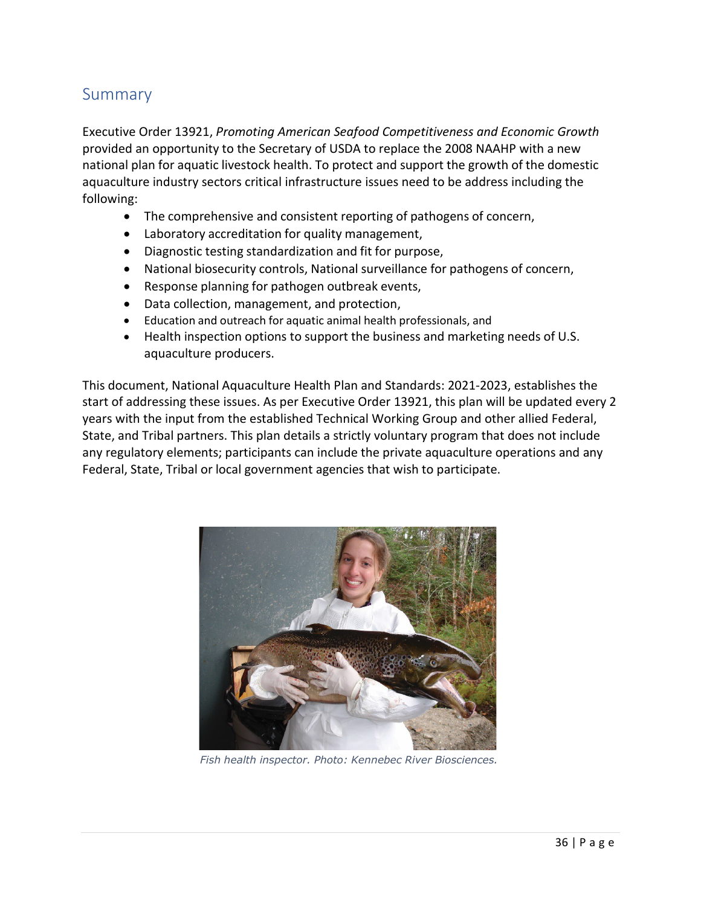## Summary

Executive Order 13921, *Promoting American Seafood Competitiveness and Economic Growth* provided an opportunity to the Secretary of USDA to replace the 2008 NAAHP with a new national plan for aquatic livestock health. To protect and support the growth of the domestic aquaculture industry sectors critical infrastructure issues need to be address including the following:

- The comprehensive and consistent reporting of pathogens of concern,
- Laboratory accreditation for quality management,
- Diagnostic testing standardization and fit for purpose,
- National biosecurity controls, National surveillance for pathogens of concern,
- Response planning for pathogen outbreak events,
- Data collection, management, and protection,
- Education and outreach for aquatic animal health professionals, and
- Health inspection options to support the business and marketing needs of U.S. aquaculture producers.

This document, National Aquaculture Health Plan and Standards: 2021-2023, establishes the start of addressing these issues. As per Executive Order 13921, this plan will be updated every 2 years with the input from the established Technical Working Group and other allied Federal, State, and Tribal partners. This plan details a strictly voluntary program that does not include any regulatory elements; participants can include the private aquaculture operations and any Federal, State, Tribal or local government agencies that wish to participate.

*Fish health inspector. Photo: Kennebec River Biosciences.*